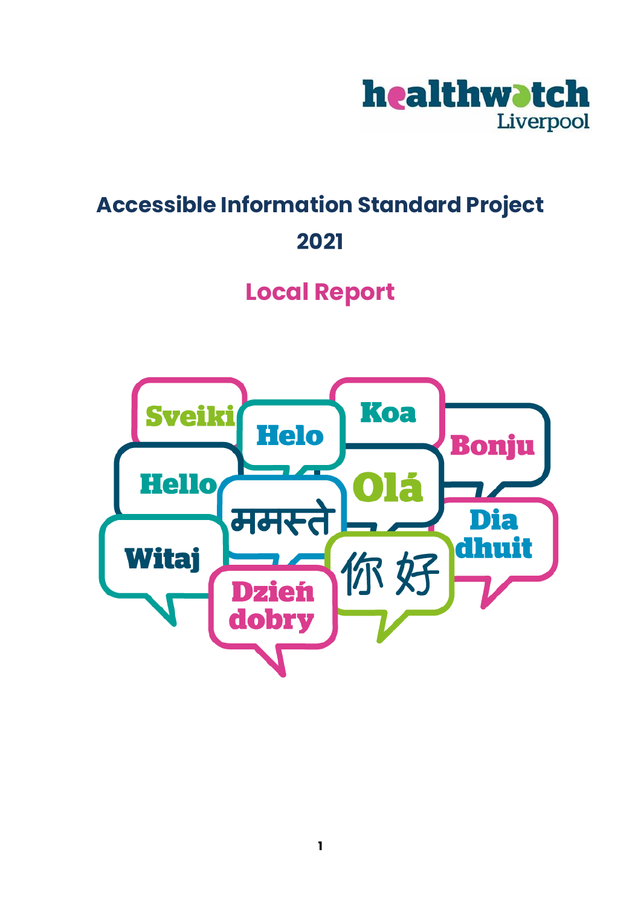healthwatch Liverpool

# Accessible Information Standard Project 2021

## Local Report

Sveiki

Helo

Koa

Bonju

Hello

Olá

ममस्ते

Dia dhuit

Witaj

你好

Dzień dobry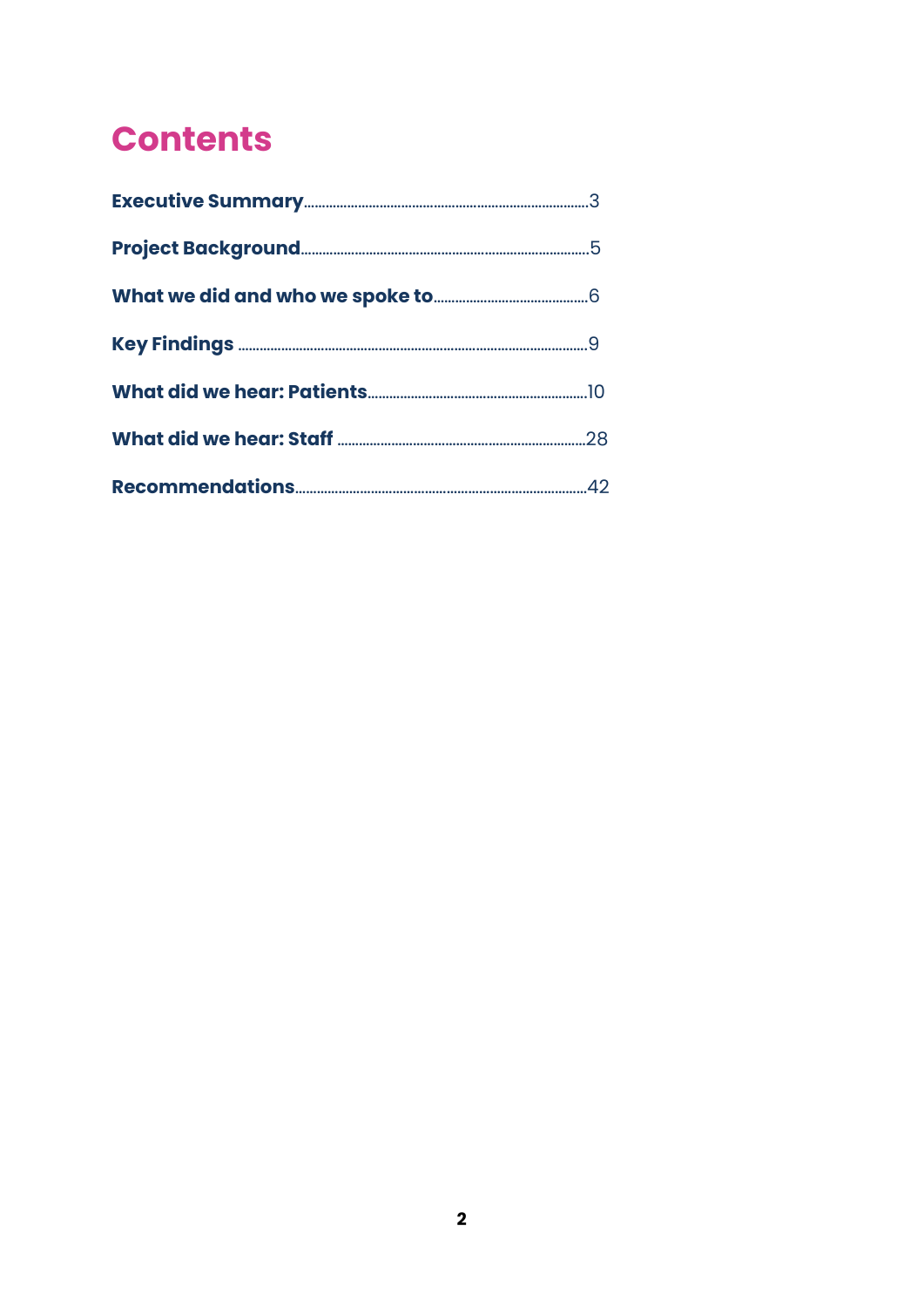# Contents

**Executive Summary**......3

**Project Background**......5

**What we did and who we spoke to**......6

**Key Findings**......9

**What did we hear: Patients**......10

**What did we hear: Staff**......28

**Recommendations**......42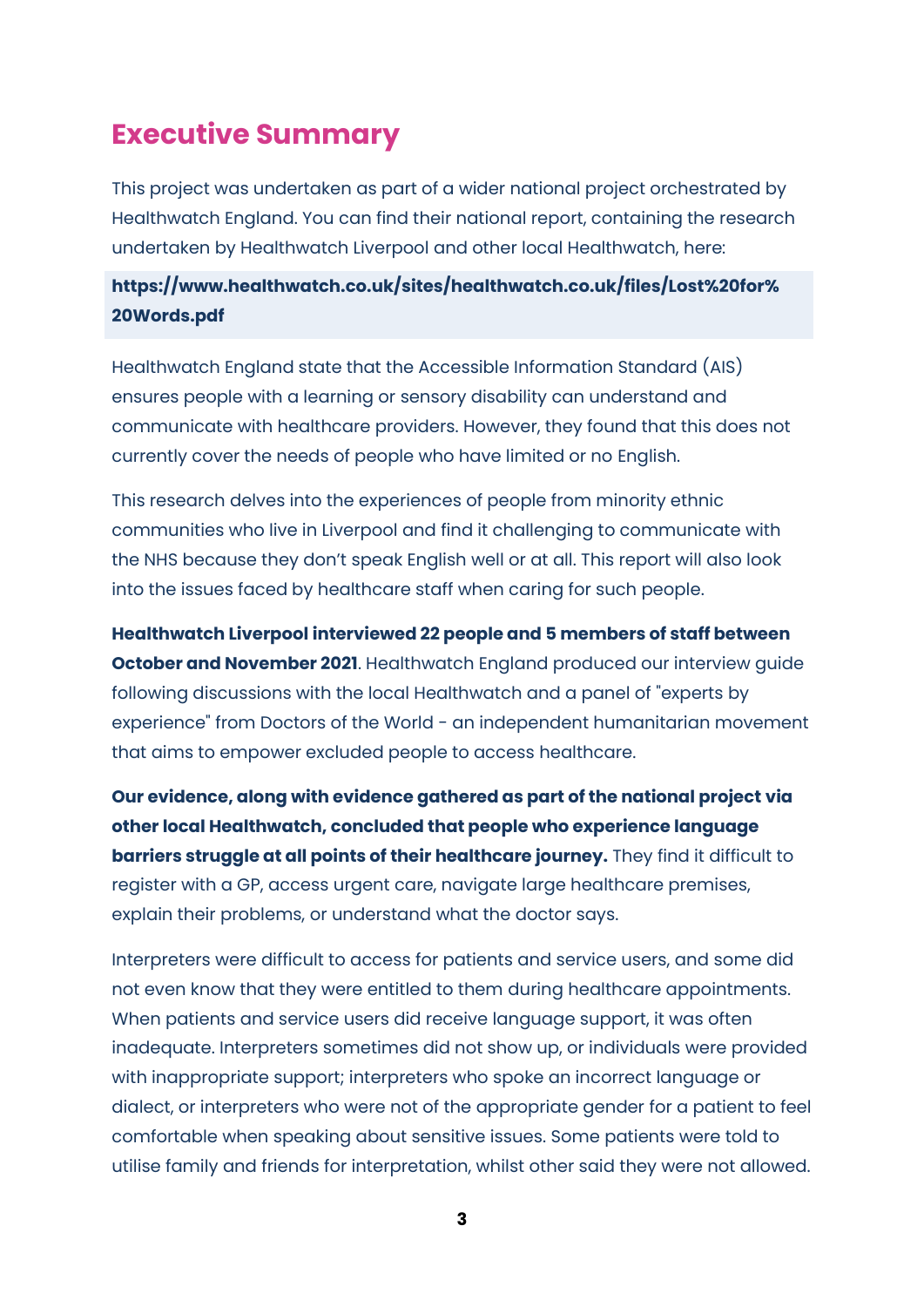# Executive Summary

This project was undertaken as part of a wider national project orchestrated by Healthwatch England. You can find their national report, containing the research undertaken by Healthwatch Liverpool and other local Healthwatch, here:

**https://www.healthwatch.co.uk/sites/healthwatch.co.uk/files/Lost%20for%20Words.pdf**

Healthwatch England state that the Accessible Information Standard (AIS) ensures people with a learning or sensory disability can understand and communicate with healthcare providers. However, they found that this does not currently cover the needs of people who have limited or no English.

This research delves into the experiences of people from minority ethnic communities who live in Liverpool and find it challenging to communicate with the NHS because they don't speak English well or at all. This report will also look into the issues faced by healthcare staff when caring for such people.

**Healthwatch Liverpool interviewed 22 people and 5 members of staff between October and November 2021**. Healthwatch England produced our interview guide following discussions with the local Healthwatch and a panel of "experts by experience" from Doctors of the World - an independent humanitarian movement that aims to empower excluded people to access healthcare.

**Our evidence, along with evidence gathered as part of the national project via other local Healthwatch, concluded that people who experience language barriers struggle at all points of their healthcare journey.** They find it difficult to register with a GP, access urgent care, navigate large healthcare premises, explain their problems, or understand what the doctor says.

Interpreters were difficult to access for patients and service users, and some did not even know that they were entitled to them during healthcare appointments. When patients and service users did receive language support, it was often inadequate. Interpreters sometimes did not show up, or individuals were provided with inappropriate support; interpreters who spoke an incorrect language or dialect, or interpreters who were not of the appropriate gender for a patient to feel comfortable when speaking about sensitive issues. Some patients were told to utilise family and friends for interpretation, whilst other said they were not allowed.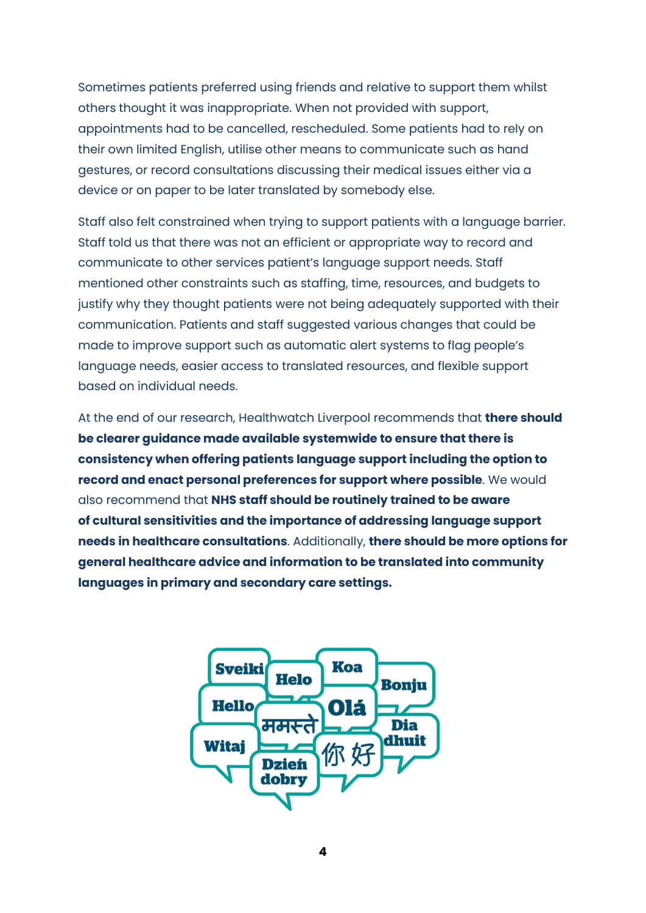Sometimes patients preferred using friends and relative to support them whilst others thought it was inappropriate. When not provided with support, appointments had to be cancelled, rescheduled. Some patients had to rely on their own limited English, utilise other means to communicate such as hand gestures, or record consultations discussing their medical issues either via a device or on paper to be later translated by somebody else.

Staff also felt constrained when trying to support patients with a language barrier. Staff told us that there was not an efficient or appropriate way to record and communicate to other services patient's language support needs. Staff mentioned other constraints such as staffing, time, resources, and budgets to justify why they thought patients were not being adequately supported with their communication. Patients and staff suggested various changes that could be made to improve support such as automatic alert systems to flag people's language needs, easier access to translated resources, and flexible support based on individual needs.

At the end of our research, Healthwatch Liverpool recommends that **there should be clearer guidance made available systemwide to ensure that there is consistency when offering patients language support including the option to record and enact personal preferences for support where possible**. We would also recommend that **NHS staff should be routinely trained to be aware of cultural sensitivities and the importance of addressing language support needs in healthcare consultations**. Additionally, **there should be more options for general healthcare advice and information to be translated into community languages in primary and secondary care settings.**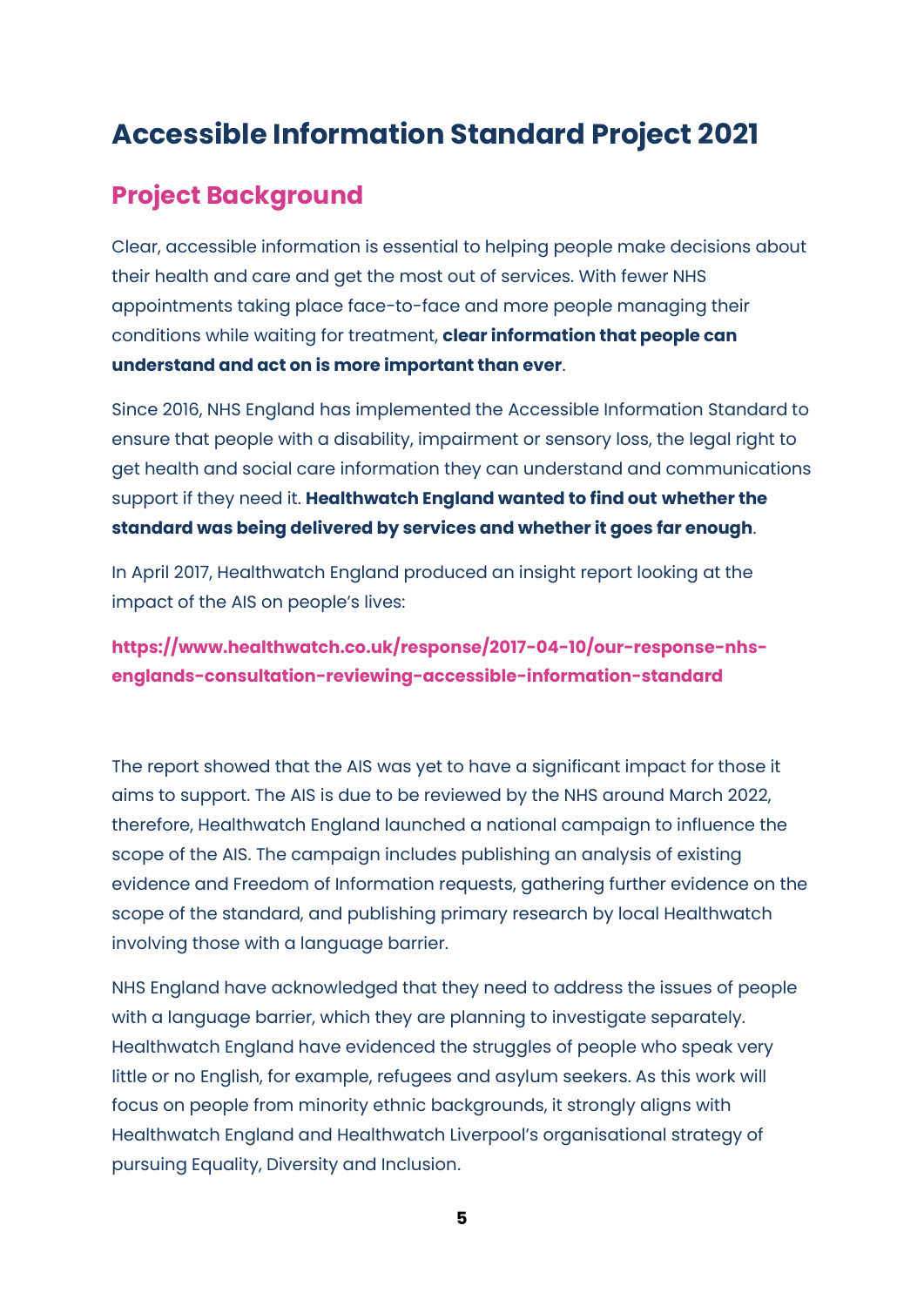# Accessible Information Standard Project 2021

## Project Background

Clear, accessible information is essential to helping people make decisions about their health and care and get the most out of services. With fewer NHS appointments taking place face-to-face and more people managing their conditions while waiting for treatment, **clear information that people can understand and act on is more important than ever**.

Since 2016, NHS England has implemented the Accessible Information Standard to ensure that people with a disability, impairment or sensory loss, the legal right to get health and social care information they can understand and communications support if they need it. **Healthwatch England wanted to find out whether the standard was being delivered by services and whether it goes far enough**.

In April 2017, Healthwatch England produced an insight report looking at the impact of the AIS on people's lives:

**https://www.healthwatch.co.uk/response/2017-04-10/our-response-nhs-englands-consultation-reviewing-accessible-information-standard**

The report showed that the AIS was yet to have a significant impact for those it aims to support. The AIS is due to be reviewed by the NHS around March 2022, therefore, Healthwatch England launched a national campaign to influence the scope of the AIS. The campaign includes publishing an analysis of existing evidence and Freedom of Information requests, gathering further evidence on the scope of the standard, and publishing primary research by local Healthwatch involving those with a language barrier.

NHS England have acknowledged that they need to address the issues of people with a language barrier, which they are planning to investigate separately. Healthwatch England have evidenced the struggles of people who speak very little or no English, for example, refugees and asylum seekers. As this work will focus on people from minority ethnic backgrounds, it strongly aligns with Healthwatch England and Healthwatch Liverpool's organisational strategy of pursuing Equality, Diversity and Inclusion.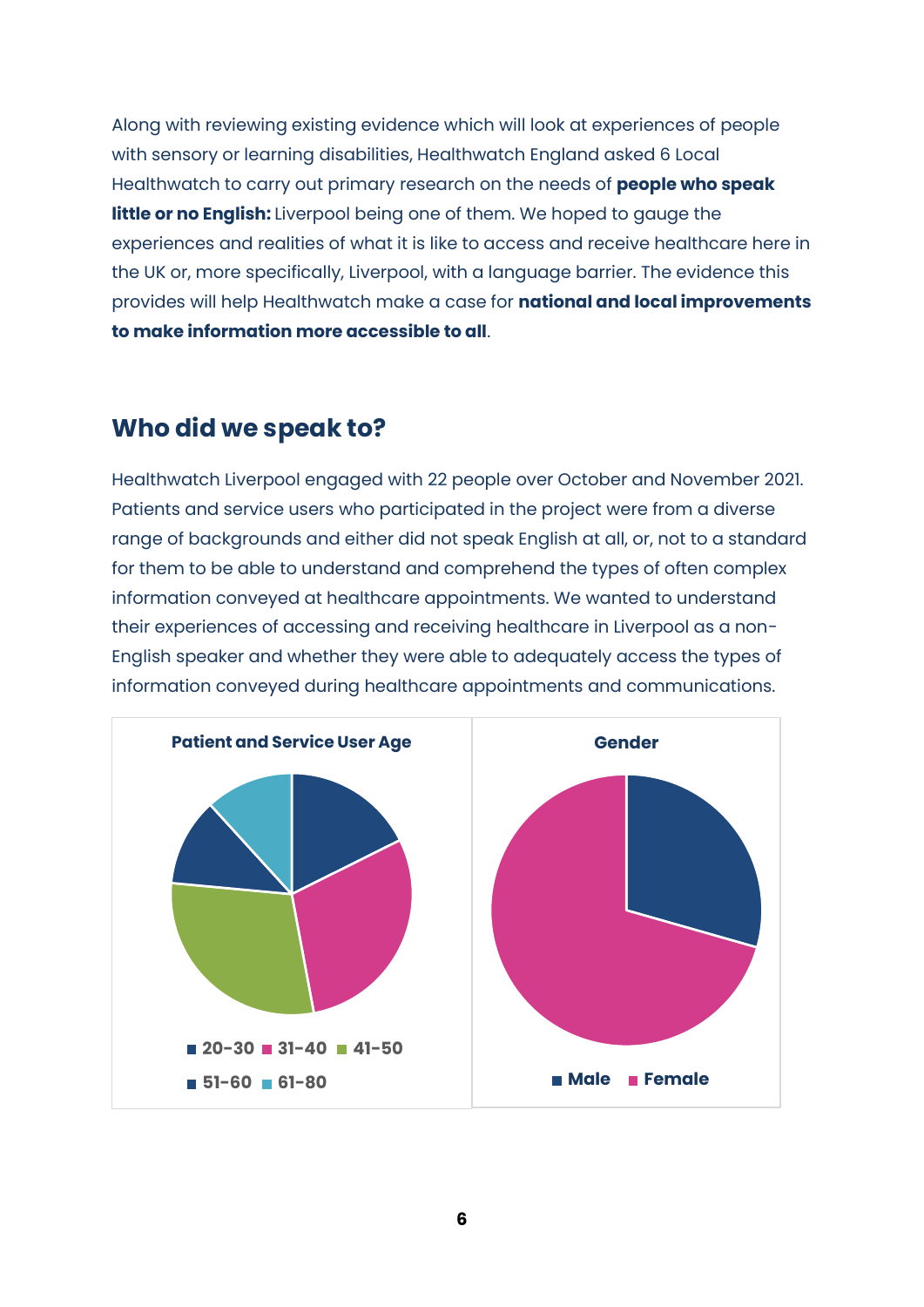Along with reviewing existing evidence which will look at experiences of people with sensory or learning disabilities, Healthwatch England asked 6 Local Healthwatch to carry out primary research on the needs of **people who speak little or no English:** Liverpool being one of them. We hoped to gauge the experiences and realities of what it is like to access and receive healthcare here in the UK or, more specifically, Liverpool, with a language barrier. The evidence this provides will help Healthwatch make a case for **national and local improvements to make information more accessible to all**.

## Who did we speak to?

Healthwatch Liverpool engaged with 22 people over October and November 2021. Patients and service users who participated in the project were from a diverse range of backgrounds and either did not speak English at all, or, not to a standard for them to be able to understand and comprehend the types of often complex information conveyed at healthcare appointments. We wanted to understand their experiences of accessing and receiving healthcare in Liverpool as a non-English speaker and whether they were able to adequately access the types of information conveyed during healthcare appointments and communications.

**Patient and Service User Age**

20-30 | 31-40 | 41-50 | 51-60 | 61-80

**Gender**

Male | Female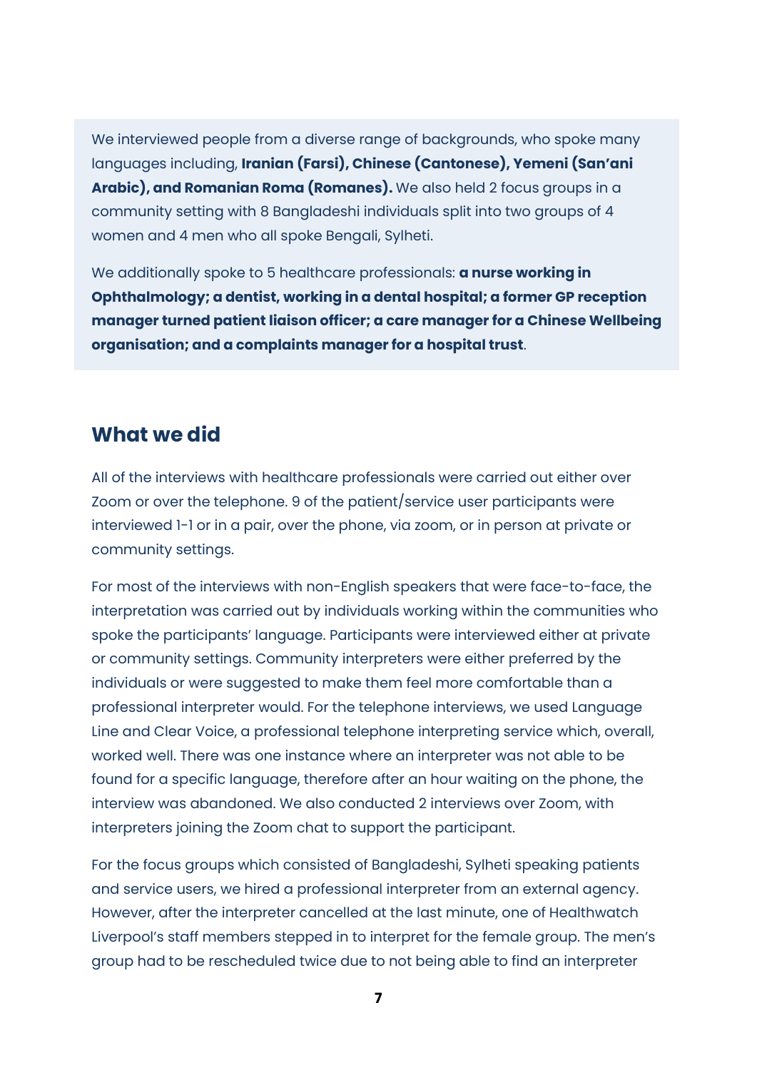We interviewed people from a diverse range of backgrounds, who spoke many languages including, **Iranian (Farsi), Chinese (Cantonese), Yemeni (San'ani Arabic), and Romanian Roma (Romanes).** We also held 2 focus groups in a community setting with 8 Bangladeshi individuals split into two groups of 4 women and 4 men who all spoke Bengali, Sylheti.

We additionally spoke to 5 healthcare professionals: **a nurse working in Ophthalmology; a dentist, working in a dental hospital; a former GP reception manager turned patient liaison officer; a care manager for a Chinese Wellbeing organisation; and a complaints manager for a hospital trust**.

## What we did

All of the interviews with healthcare professionals were carried out either over Zoom or over the telephone. 9 of the patient/service user participants were interviewed 1-1 or in a pair, over the phone, via zoom, or in person at private or community settings.

For most of the interviews with non-English speakers that were face-to-face, the interpretation was carried out by individuals working within the communities who spoke the participants' language. Participants were interviewed either at private or community settings. Community interpreters were either preferred by the individuals or were suggested to make them feel more comfortable than a professional interpreter would. For the telephone interviews, we used Language Line and Clear Voice, a professional telephone interpreting service which, overall, worked well. There was one instance where an interpreter was not able to be found for a specific language, therefore after an hour waiting on the phone, the interview was abandoned. We also conducted 2 interviews over Zoom, with interpreters joining the Zoom chat to support the participant.

For the focus groups which consisted of Bangladeshi, Sylheti speaking patients and service users, we hired a professional interpreter from an external agency. However, after the interpreter cancelled at the last minute, one of Healthwatch Liverpool's staff members stepped in to interpret for the female group. The men's group had to be rescheduled twice due to not being able to find an interpreter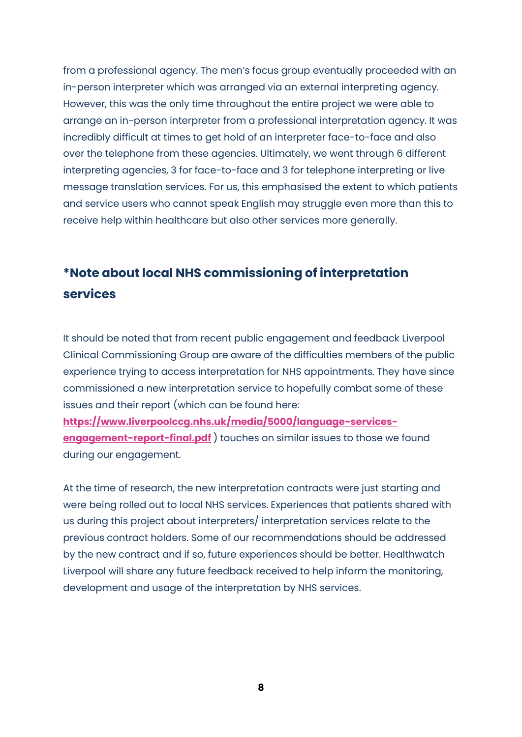from a professional agency. The men's focus group eventually proceeded with an in-person interpreter which was arranged via an external interpreting agency. However, this was the only time throughout the entire project we were able to arrange an in-person interpreter from a professional interpretation agency. It was incredibly difficult at times to get hold of an interpreter face-to-face and also over the telephone from these agencies. Ultimately, we went through 6 different interpreting agencies, 3 for face-to-face and 3 for telephone interpreting or live message translation services. For us, this emphasised the extent to which patients and service users who cannot speak English may struggle even more than this to receive help within healthcare but also other services more generally.

## *Note about local NHS commissioning of interpretation services

It should be noted that from recent public engagement and feedback Liverpool Clinical Commissioning Group are aware of the difficulties members of the public experience trying to access interpretation for NHS appointments. They have since commissioned a new interpretation service to hopefully combat some of these issues and their report (which can be found here: **https://www.liverpoolccg.nhs.uk/media/5000/language-services-engagement-report-final.pdf** ) touches on similar issues to those we found during our engagement.

At the time of research, the new interpretation contracts were just starting and were being rolled out to local NHS services. Experiences that patients shared with us during this project about interpreters/ interpretation services relate to the previous contract holders. Some of our recommendations should be addressed by the new contract and if so, future experiences should be better. Healthwatch Liverpool will share any future feedback received to help inform the monitoring, development and usage of the interpretation by NHS services.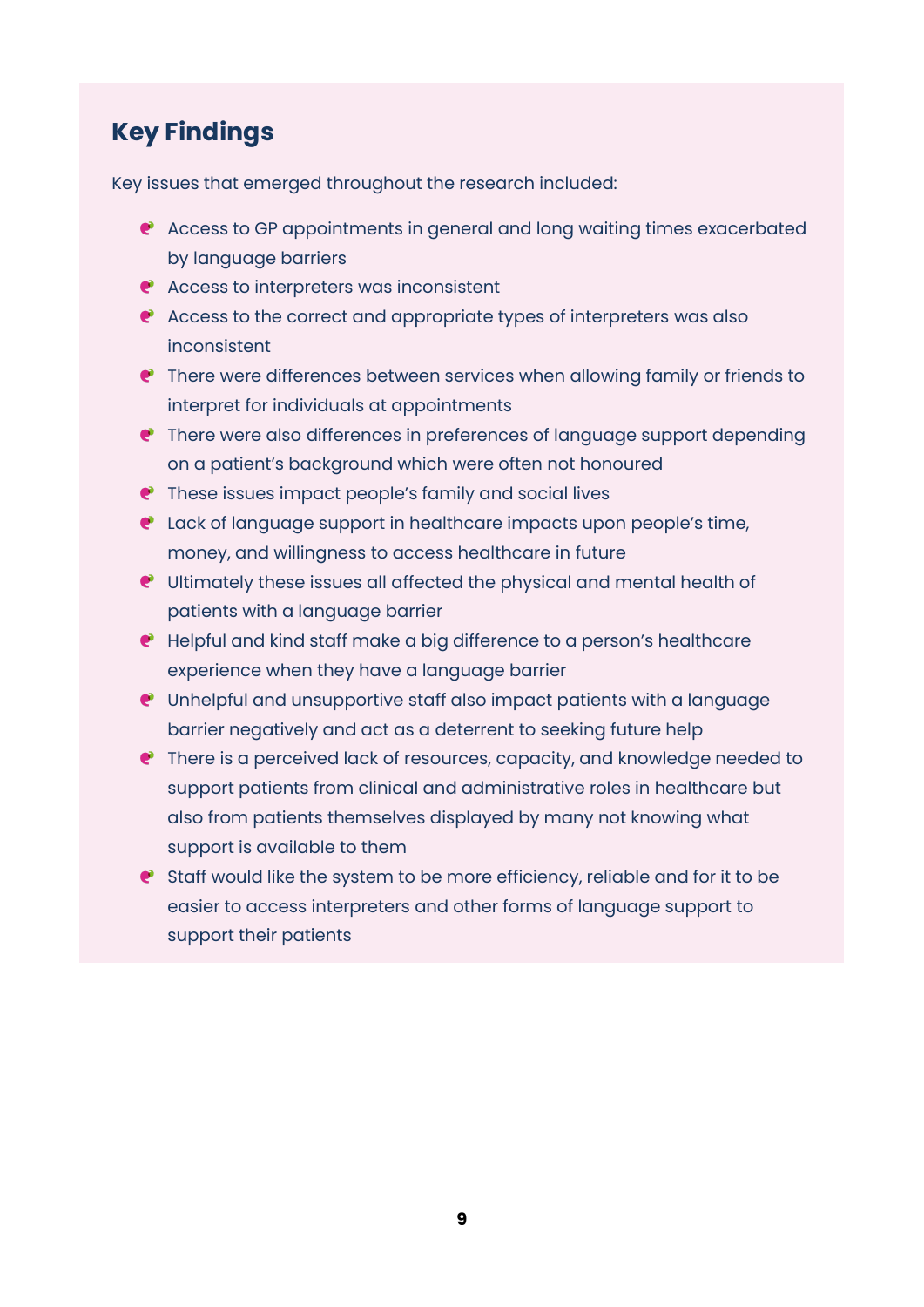## Key Findings

Key issues that emerged throughout the research included:

- Access to GP appointments in general and long waiting times exacerbated by language barriers
- Access to interpreters was inconsistent
- Access to the correct and appropriate types of interpreters was also inconsistent
- There were differences between services when allowing family or friends to interpret for individuals at appointments
- There were also differences in preferences of language support depending on a patient's background which were often not honoured
- These issues impact people's family and social lives
- Lack of language support in healthcare impacts upon people's time, money, and willingness to access healthcare in future
- Ultimately these issues all affected the physical and mental health of patients with a language barrier
- Helpful and kind staff make a big difference to a person's healthcare experience when they have a language barrier
- Unhelpful and unsupportive staff also impact patients with a language barrier negatively and act as a deterrent to seeking future help
- There is a perceived lack of resources, capacity, and knowledge needed to support patients from clinical and administrative roles in healthcare but also from patients themselves displayed by many not knowing what support is available to them
- Staff would like the system to be more efficiency, reliable and for it to be easier to access interpreters and other forms of language support to support their patients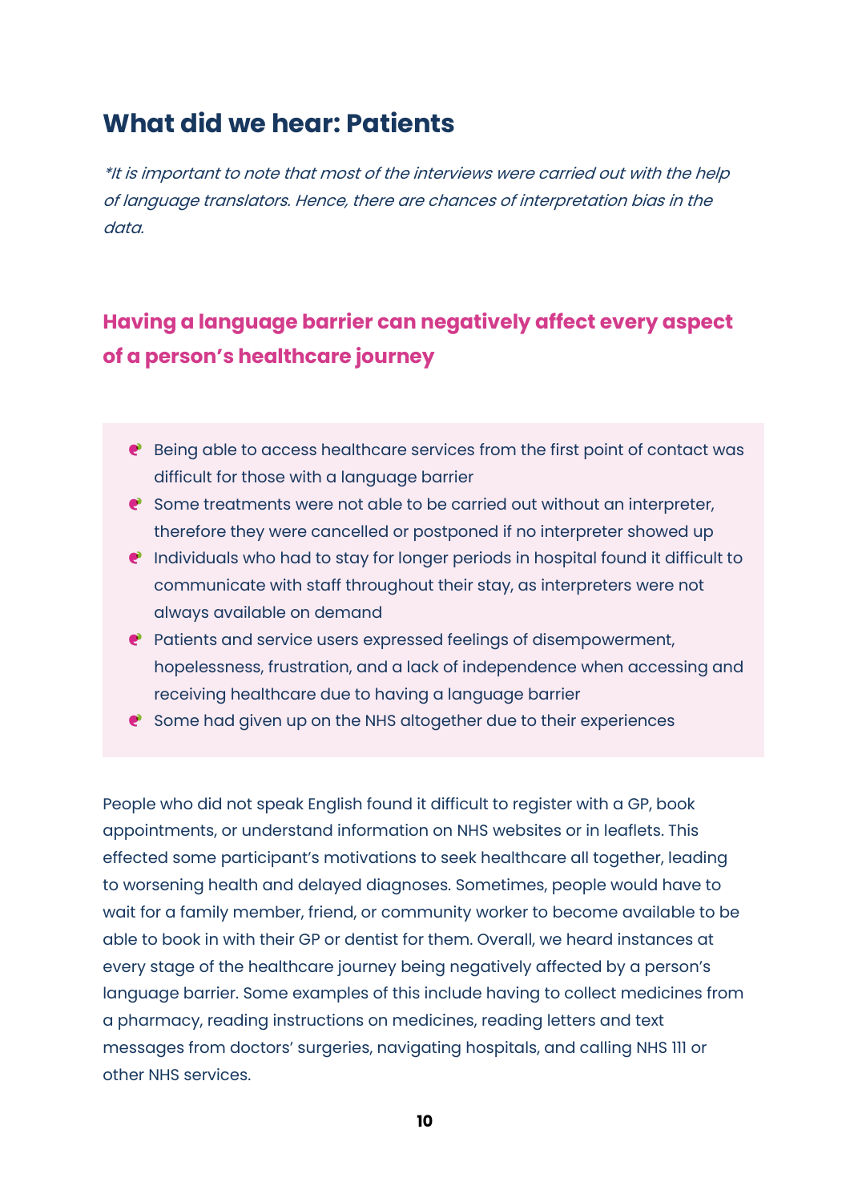## What did we hear: Patients

*\*It is important to note that most of the interviews were carried out with the help of language translators. Hence, there are chances of interpretation bias in the data.*

### Having a language barrier can negatively affect every aspect of a person's healthcare journey

- Being able to access healthcare services from the first point of contact was difficult for those with a language barrier
- Some treatments were not able to be carried out without an interpreter, therefore they were cancelled or postponed if no interpreter showed up
- Individuals who had to stay for longer periods in hospital found it difficult to communicate with staff throughout their stay, as interpreters were not always available on demand
- Patients and service users expressed feelings of disempowerment, hopelessness, frustration, and a lack of independence when accessing and receiving healthcare due to having a language barrier
- Some had given up on the NHS altogether due to their experiences

People who did not speak English found it difficult to register with a GP, book appointments, or understand information on NHS websites or in leaflets. This effected some participant's motivations to seek healthcare all together, leading to worsening health and delayed diagnoses. Sometimes, people would have to wait for a family member, friend, or community worker to become available to be able to book in with their GP or dentist for them. Overall, we heard instances at every stage of the healthcare journey being negatively affected by a person's language barrier. Some examples of this include having to collect medicines from a pharmacy, reading instructions on medicines, reading letters and text messages from doctors' surgeries, navigating hospitals, and calling NHS 111 or other NHS services.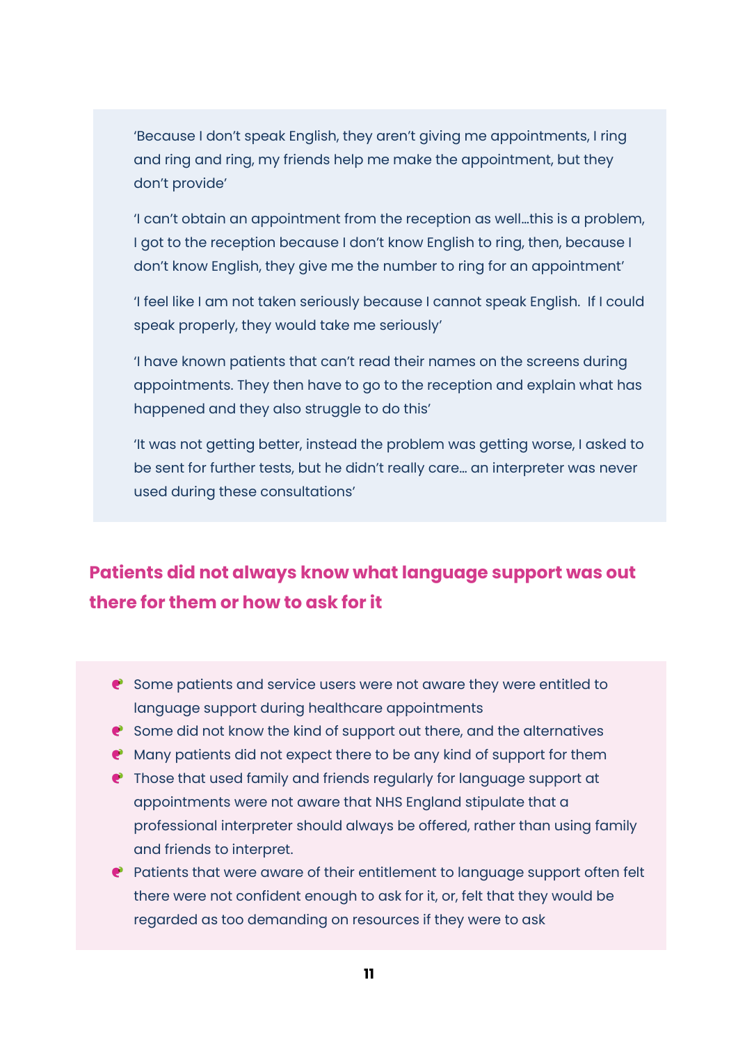'Because I don't speak English, they aren't giving me appointments, I ring and ring and ring, my friends help me make the appointment, but they don't provide'

'I can't obtain an appointment from the reception as well…this is a problem, I got to the reception because I don't know English to ring, then, because I don't know English, they give me the number to ring for an appointment'

'I feel like I am not taken seriously because I cannot speak English. If I could speak properly, they would take me seriously'

'I have known patients that can't read their names on the screens during appointments. They then have to go to the reception and explain what has happened and they also struggle to do this'

'It was not getting better, instead the problem was getting worse, I asked to be sent for further tests, but he didn't really care… an interpreter was never used during these consultations'

## Patients did not always know what language support was out there for them or how to ask for it

- Some patients and service users were not aware they were entitled to language support during healthcare appointments
- Some did not know the kind of support out there, and the alternatives
- Many patients did not expect there to be any kind of support for them
- Those that used family and friends regularly for language support at appointments were not aware that NHS England stipulate that a professional interpreter should always be offered, rather than using family and friends to interpret.
- Patients that were aware of their entitlement to language support often felt there were not confident enough to ask for it, or, felt that they would be regarded as too demanding on resources if they were to ask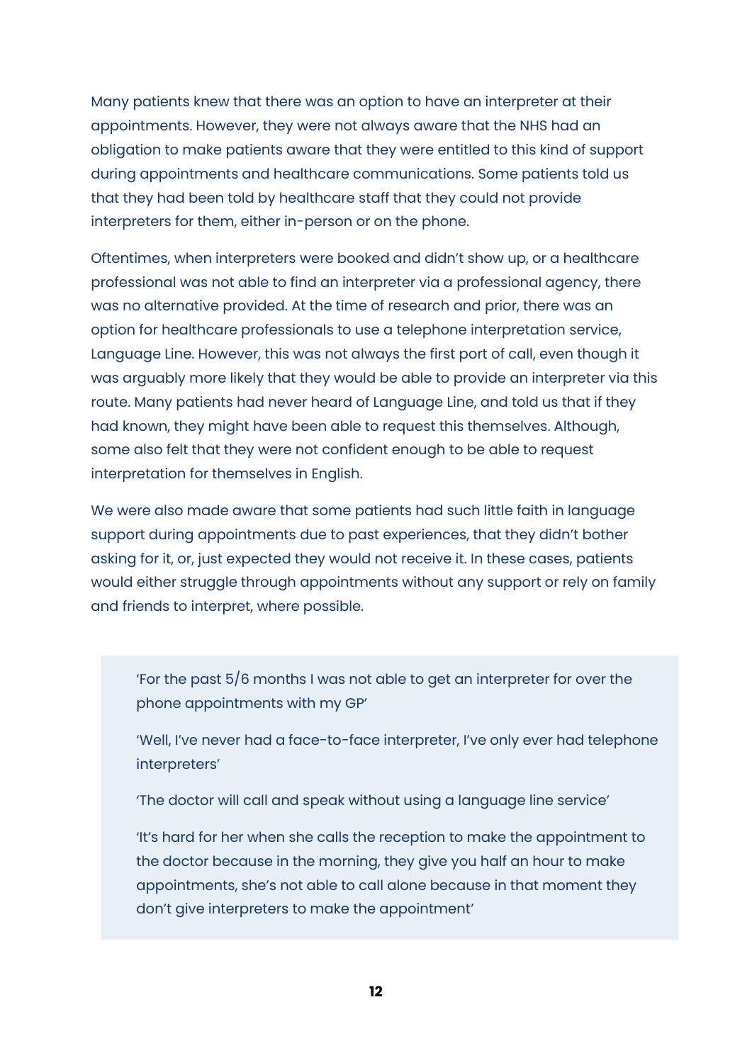Many patients knew that there was an option to have an interpreter at their appointments. However, they were not always aware that the NHS had an obligation to make patients aware that they were entitled to this kind of support during appointments and healthcare communications. Some patients told us that they had been told by healthcare staff that they could not provide interpreters for them, either in-person or on the phone.

Oftentimes, when interpreters were booked and didn't show up, or a healthcare professional was not able to find an interpreter via a professional agency, there was no alternative provided. At the time of research and prior, there was an option for healthcare professionals to use a telephone interpretation service, Language Line. However, this was not always the first port of call, even though it was arguably more likely that they would be able to provide an interpreter via this route. Many patients had never heard of Language Line, and told us that if they had known, they might have been able to request this themselves. Although, some also felt that they were not confident enough to be able to request interpretation for themselves in English.

We were also made aware that some patients had such little faith in language support during appointments due to past experiences, that they didn't bother asking for it, or, just expected they would not receive it. In these cases, patients would either struggle through appointments without any support or rely on family and friends to interpret, where possible.

> 'For the past 5/6 months I was not able to get an interpreter for over the phone appointments with my GP'
>
> 'Well, I've never had a face-to-face interpreter, I've only ever had telephone interpreters'
>
> 'The doctor will call and speak without using a language line service'
>
> 'It's hard for her when she calls the reception to make the appointment to the doctor because in the morning, they give you half an hour to make appointments, she's not able to call alone because in that moment they don't give interpreters to make the appointment'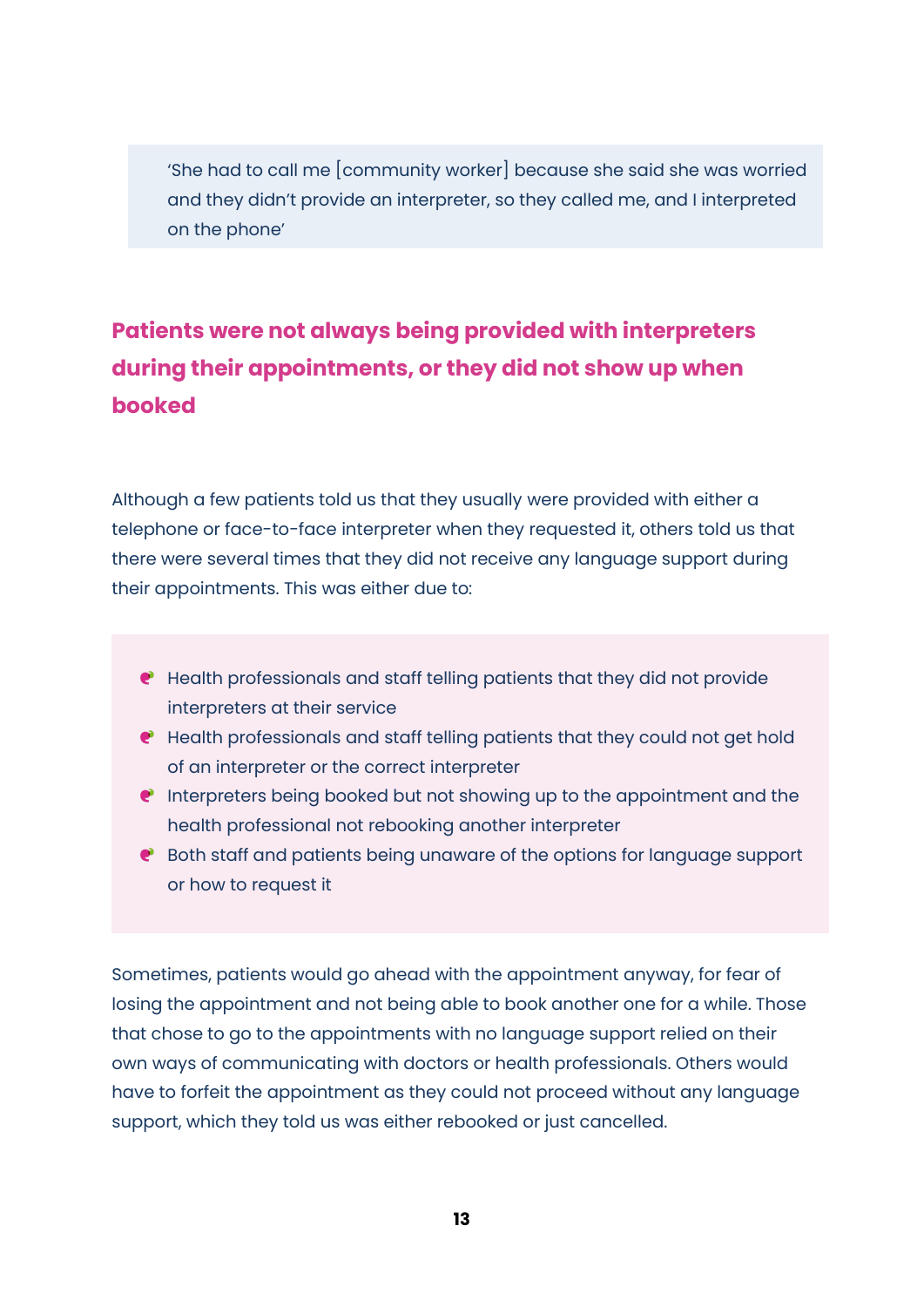> 'She had to call me [community worker] because she said she was worried and they didn't provide an interpreter, so they called me, and I interpreted on the phone'

## Patients were not always being provided with interpreters during their appointments, or they did not show up when booked

Although a few patients told us that they usually were provided with either a telephone or face-to-face interpreter when they requested it, others told us that there were several times that they did not receive any language support during their appointments. This was either due to:

- Health professionals and staff telling patients that they did not provide interpreters at their service
- Health professionals and staff telling patients that they could not get hold of an interpreter or the correct interpreter
- Interpreters being booked but not showing up to the appointment and the health professional not rebooking another interpreter
- Both staff and patients being unaware of the options for language support or how to request it

Sometimes, patients would go ahead with the appointment anyway, for fear of losing the appointment and not being able to book another one for a while. Those that chose to go to the appointments with no language support relied on their own ways of communicating with doctors or health professionals. Others would have to forfeit the appointment as they could not proceed without any language support, which they told us was either rebooked or just cancelled.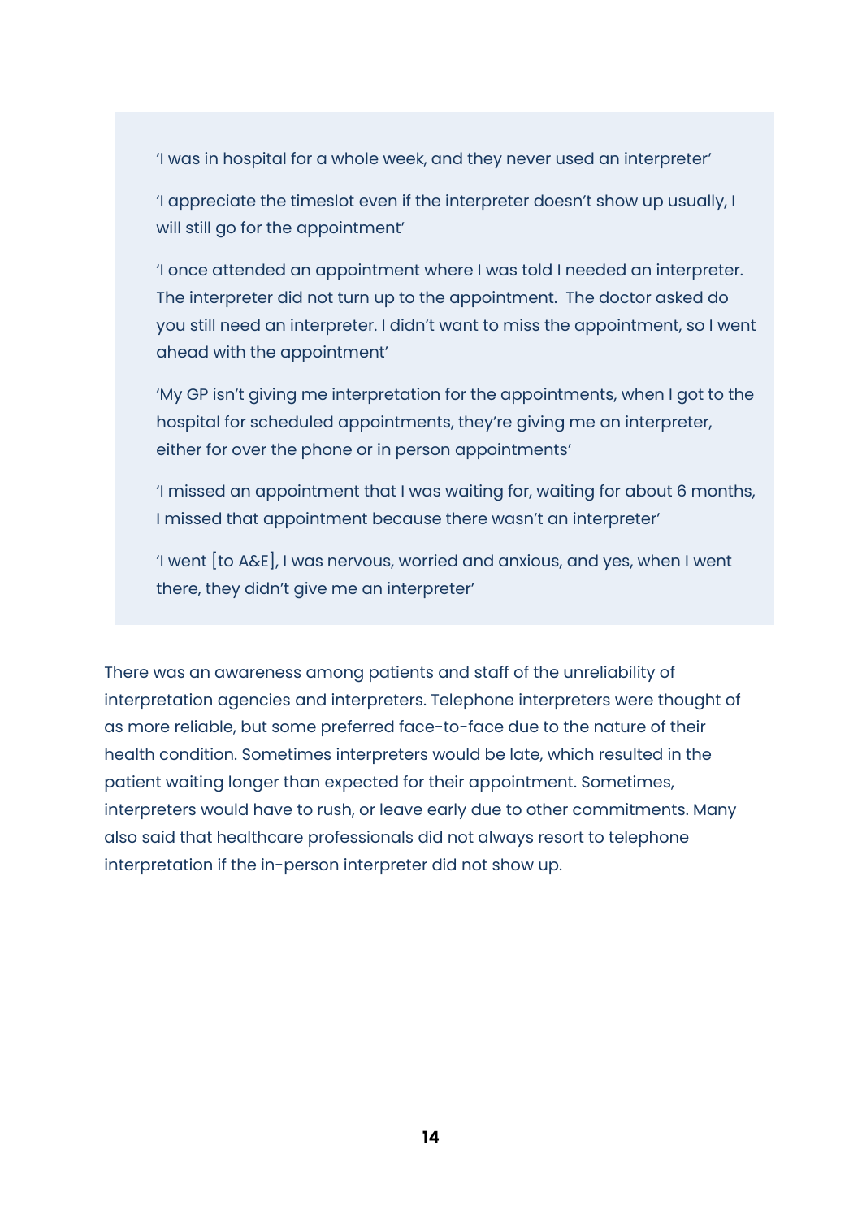> 'I was in hospital for a whole week, and they never used an interpreter'
>
> 'I appreciate the timeslot even if the interpreter doesn't show up usually, I will still go for the appointment'
>
> 'I once attended an appointment where I was told I needed an interpreter. The interpreter did not turn up to the appointment. The doctor asked do you still need an interpreter. I didn't want to miss the appointment, so I went ahead with the appointment'
>
> 'My GP isn't giving me interpretation for the appointments, when I got to the hospital for scheduled appointments, they're giving me an interpreter, either for over the phone or in person appointments'
>
> 'I missed an appointment that I was waiting for, waiting for about 6 months, I missed that appointment because there wasn't an interpreter'
>
> 'I went [to A&E], I was nervous, worried and anxious, and yes, when I went there, they didn't give me an interpreter'

There was an awareness among patients and staff of the unreliability of interpretation agencies and interpreters. Telephone interpreters were thought of as more reliable, but some preferred face-to-face due to the nature of their health condition. Sometimes interpreters would be late, which resulted in the patient waiting longer than expected for their appointment. Sometimes, interpreters would have to rush, or leave early due to other commitments. Many also said that healthcare professionals did not always resort to telephone interpretation if the in-person interpreter did not show up.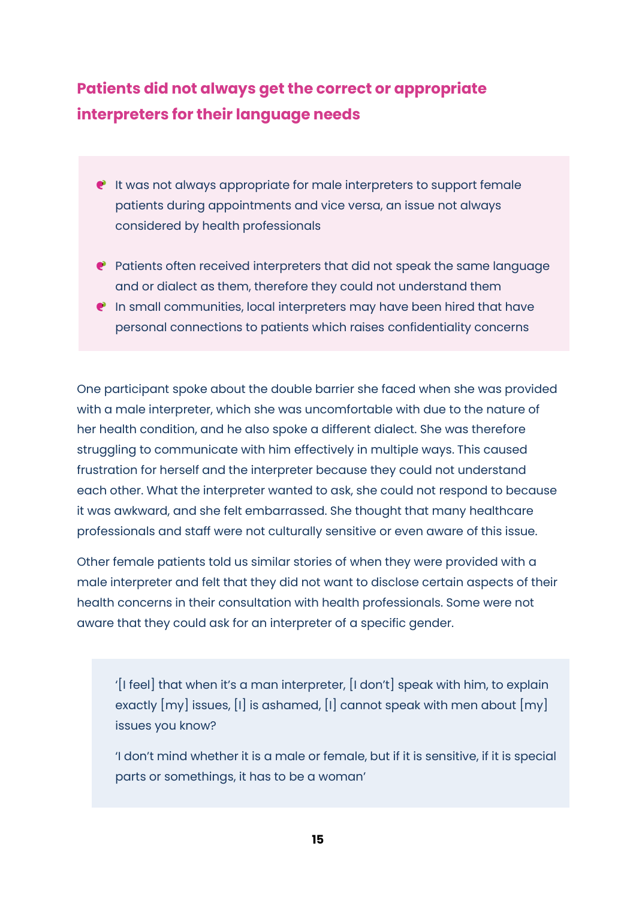## Patients did not always get the correct or appropriate interpreters for their language needs

- It was not always appropriate for male interpreters to support female patients during appointments and vice versa, an issue not always considered by health professionals
- Patients often received interpreters that did not speak the same language and or dialect as them, therefore they could not understand them
- In small communities, local interpreters may have been hired that have personal connections to patients which raises confidentiality concerns

One participant spoke about the double barrier she faced when she was provided with a male interpreter, which she was uncomfortable with due to the nature of her health condition, and he also spoke a different dialect. She was therefore struggling to communicate with him effectively in multiple ways. This caused frustration for herself and the interpreter because they could not understand each other. What the interpreter wanted to ask, she could not respond to because it was awkward, and she felt embarrassed. She thought that many healthcare professionals and staff were not culturally sensitive or even aware of this issue.

Other female patients told us similar stories of when they were provided with a male interpreter and felt that they did not want to disclose certain aspects of their health concerns in their consultation with health professionals. Some were not aware that they could ask for an interpreter of a specific gender.

> '[I feel] that when it's a man interpreter, [I don't] speak with him, to explain exactly [my] issues, [I] is ashamed, [I] cannot speak with men about [my] issues you know?
>
> 'I don't mind whether it is a male or female, but if it is sensitive, if it is special parts or somethings, it has to be a woman'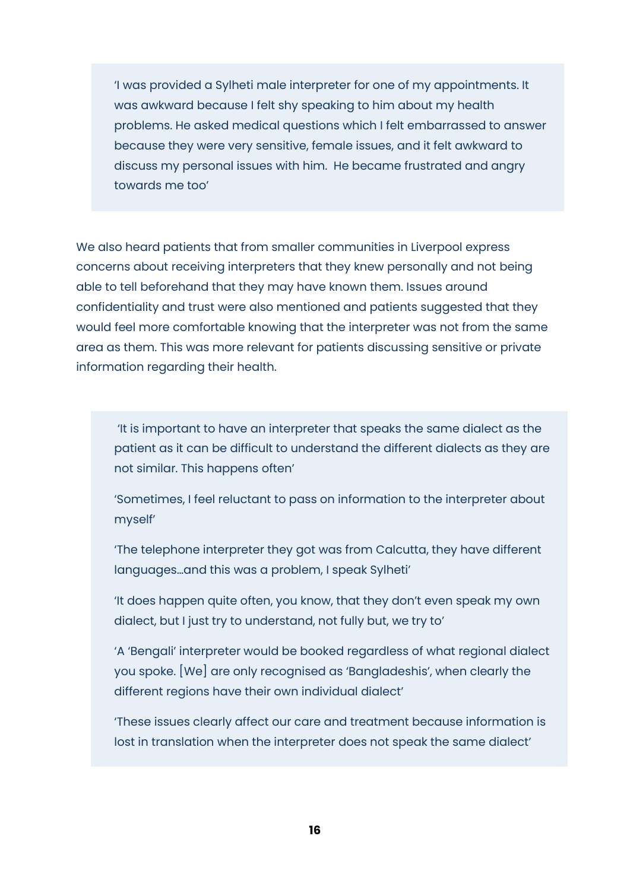> 'I was provided a Sylheti male interpreter for one of my appointments. It was awkward because I felt shy speaking to him about my health problems. He asked medical questions which I felt embarrassed to answer because they were very sensitive, female issues, and it felt awkward to discuss my personal issues with him.  He became frustrated and angry towards me too'

We also heard patients that from smaller communities in Liverpool express concerns about receiving interpreters that they knew personally and not being able to tell beforehand that they may have known them. Issues around confidentiality and trust were also mentioned and patients suggested that they would feel more comfortable knowing that the interpreter was not from the same area as them. This was more relevant for patients discussing sensitive or private information regarding their health.

> 'It is important to have an interpreter that speaks the same dialect as the patient as it can be difficult to understand the different dialects as they are not similar. This happens often'
>
> 'Sometimes, I feel reluctant to pass on information to the interpreter about myself'
>
> 'The telephone interpreter they got was from Calcutta, they have different languages…and this was a problem, I speak Sylheti'
>
> 'It does happen quite often, you know, that they don't even speak my own dialect, but I just try to understand, not fully but, we try to'
>
> 'A 'Bengali' interpreter would be booked regardless of what regional dialect you spoke. [We] are only recognised as 'Bangladeshis', when clearly the different regions have their own individual dialect'
>
> 'These issues clearly affect our care and treatment because information is lost in translation when the interpreter does not speak the same dialect'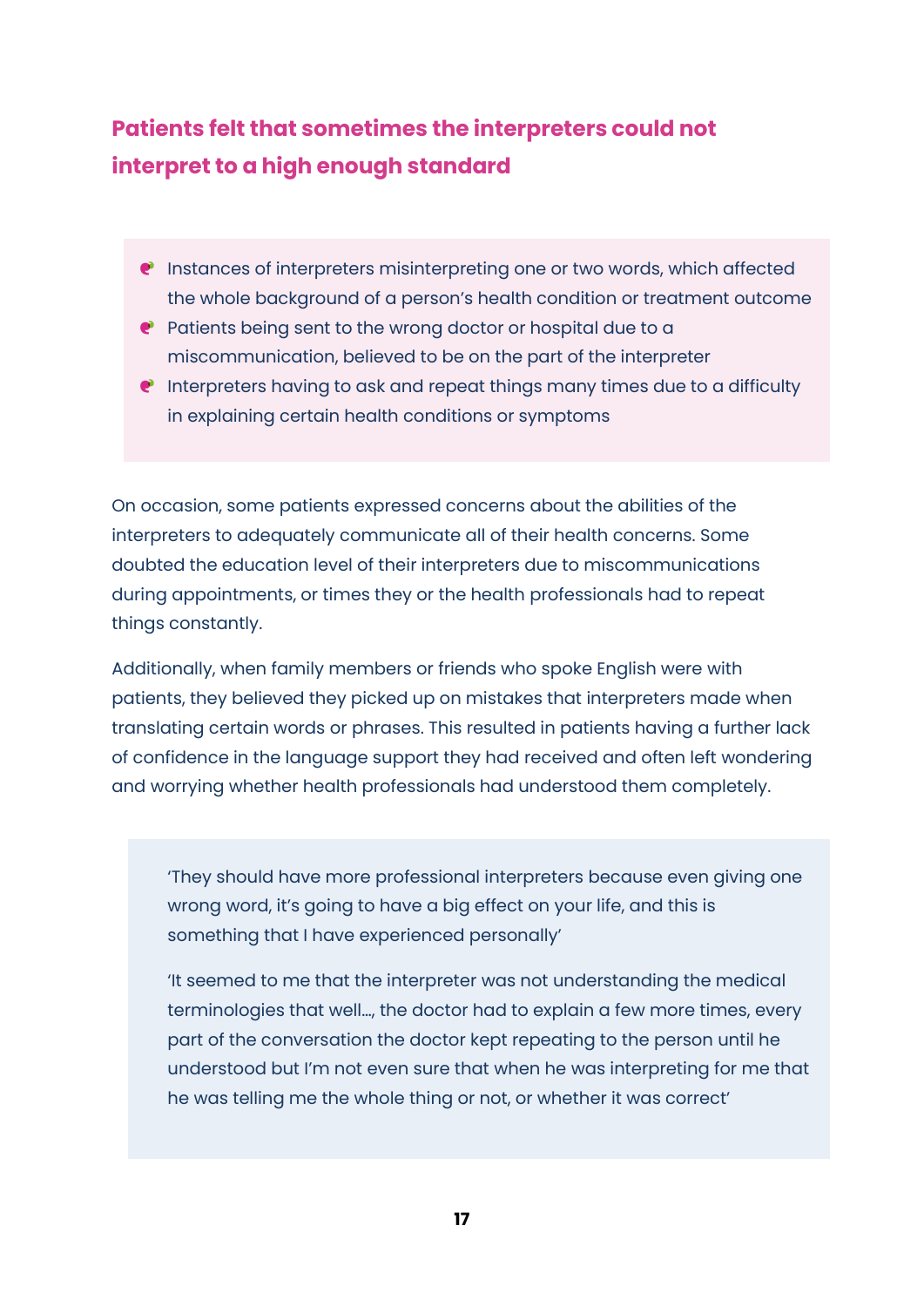## Patients felt that sometimes the interpreters could not interpret to a high enough standard

- Instances of interpreters misinterpreting one or two words, which affected the whole background of a person's health condition or treatment outcome
- Patients being sent to the wrong doctor or hospital due to a miscommunication, believed to be on the part of the interpreter
- Interpreters having to ask and repeat things many times due to a difficulty in explaining certain health conditions or symptoms

On occasion, some patients expressed concerns about the abilities of the interpreters to adequately communicate all of their health concerns. Some doubted the education level of their interpreters due to miscommunications during appointments, or times they or the health professionals had to repeat things constantly.

Additionally, when family members or friends who spoke English were with patients, they believed they picked up on mistakes that interpreters made when translating certain words or phrases. This resulted in patients having a further lack of confidence in the language support they had received and often left wondering and worrying whether health professionals had understood them completely.

> 'They should have more professional interpreters because even giving one wrong word, it's going to have a big effect on your life, and this is something that I have experienced personally'
>
> 'It seemed to me that the interpreter was not understanding the medical terminologies that well..., the doctor had to explain a few more times, every part of the conversation the doctor kept repeating to the person until he understood but I'm not even sure that when he was interpreting for me that he was telling me the whole thing or not, or whether it was correct'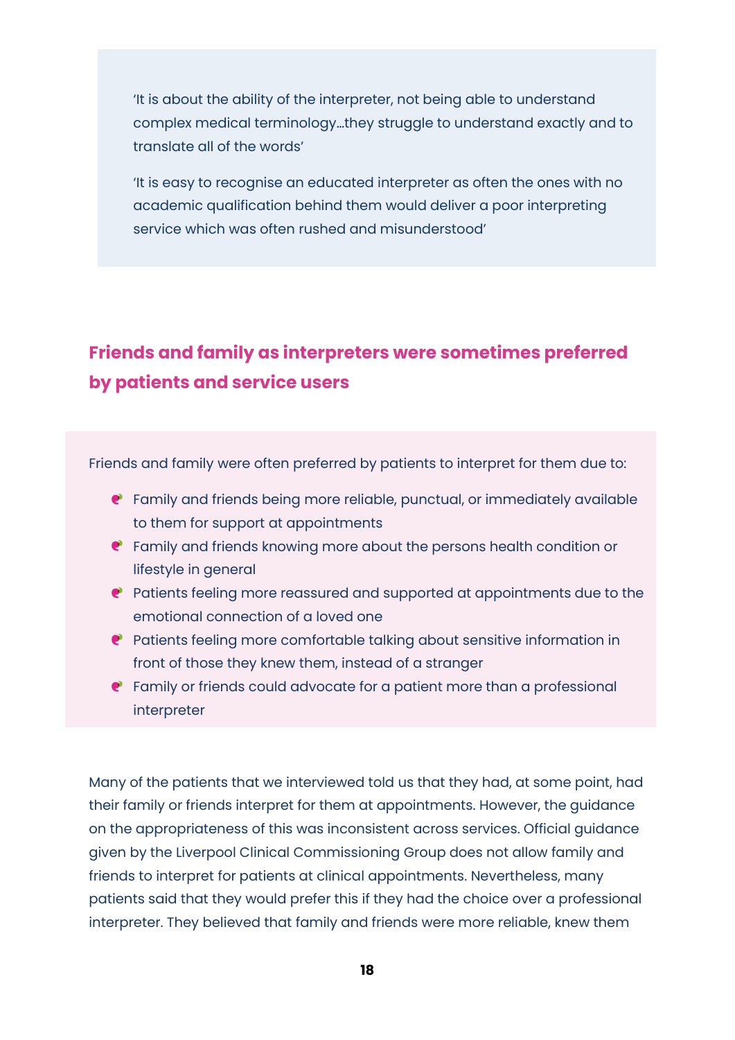> 'It is about the ability of the interpreter, not being able to understand complex medical terminology…they struggle to understand exactly and to translate all of the words'
>
> 'It is easy to recognise an educated interpreter as often the ones with no academic qualification behind them would deliver a poor interpreting service which was often rushed and misunderstood'

## Friends and family as interpreters were sometimes preferred by patients and service users

Friends and family were often preferred by patients to interpret for them due to:

- Family and friends being more reliable, punctual, or immediately available to them for support at appointments
- Family and friends knowing more about the persons health condition or lifestyle in general
- Patients feeling more reassured and supported at appointments due to the emotional connection of a loved one
- Patients feeling more comfortable talking about sensitive information in front of those they knew them, instead of a stranger
- Family or friends could advocate for a patient more than a professional interpreter

Many of the patients that we interviewed told us that they had, at some point, had their family or friends interpret for them at appointments. However, the guidance on the appropriateness of this was inconsistent across services. Official guidance given by the Liverpool Clinical Commissioning Group does not allow family and friends to interpret for patients at clinical appointments. Nevertheless, many patients said that they would prefer this if they had the choice over a professional interpreter. They believed that family and friends were more reliable, knew them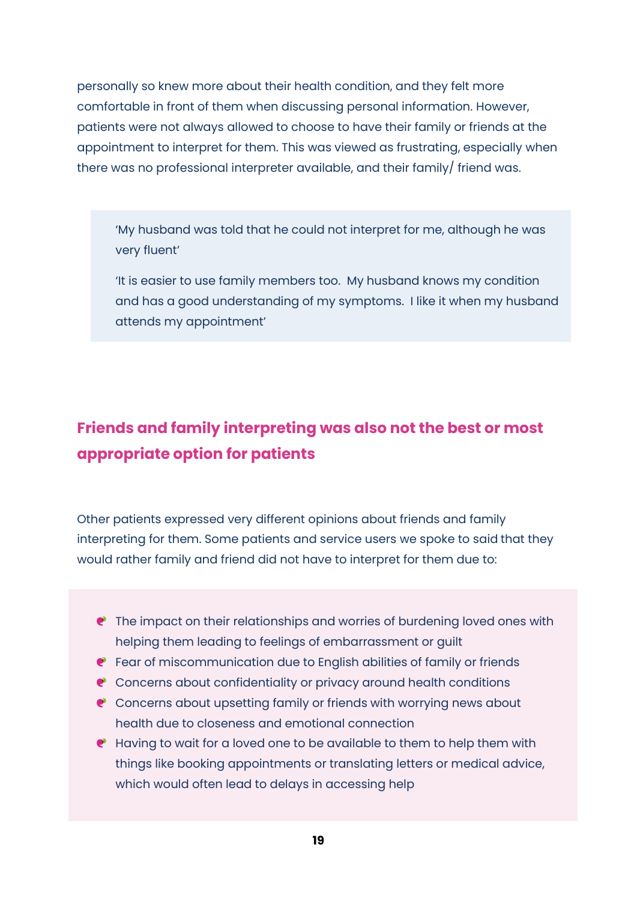personally so knew more about their health condition, and they felt more comfortable in front of them when discussing personal information. However, patients were not always allowed to choose to have their family or friends at the appointment to interpret for them. This was viewed as frustrating, especially when there was no professional interpreter available, and their family/ friend was.

> 'My husband was told that he could not interpret for me, although he was very fluent'
>
> 'It is easier to use family members too. My husband knows my condition and has a good understanding of my symptoms. I like it when my husband attends my appointment'

## Friends and family interpreting was also not the best or most appropriate option for patients

Other patients expressed very different opinions about friends and family interpreting for them. Some patients and service users we spoke to said that they would rather family and friend did not have to interpret for them due to:

- The impact on their relationships and worries of burdening loved ones with helping them leading to feelings of embarrassment or guilt
- Fear of miscommunication due to English abilities of family or friends
- Concerns about confidentiality or privacy around health conditions
- Concerns about upsetting family or friends with worrying news about health due to closeness and emotional connection
- Having to wait for a loved one to be available to them to help them with things like booking appointments or translating letters or medical advice, which would often lead to delays in accessing help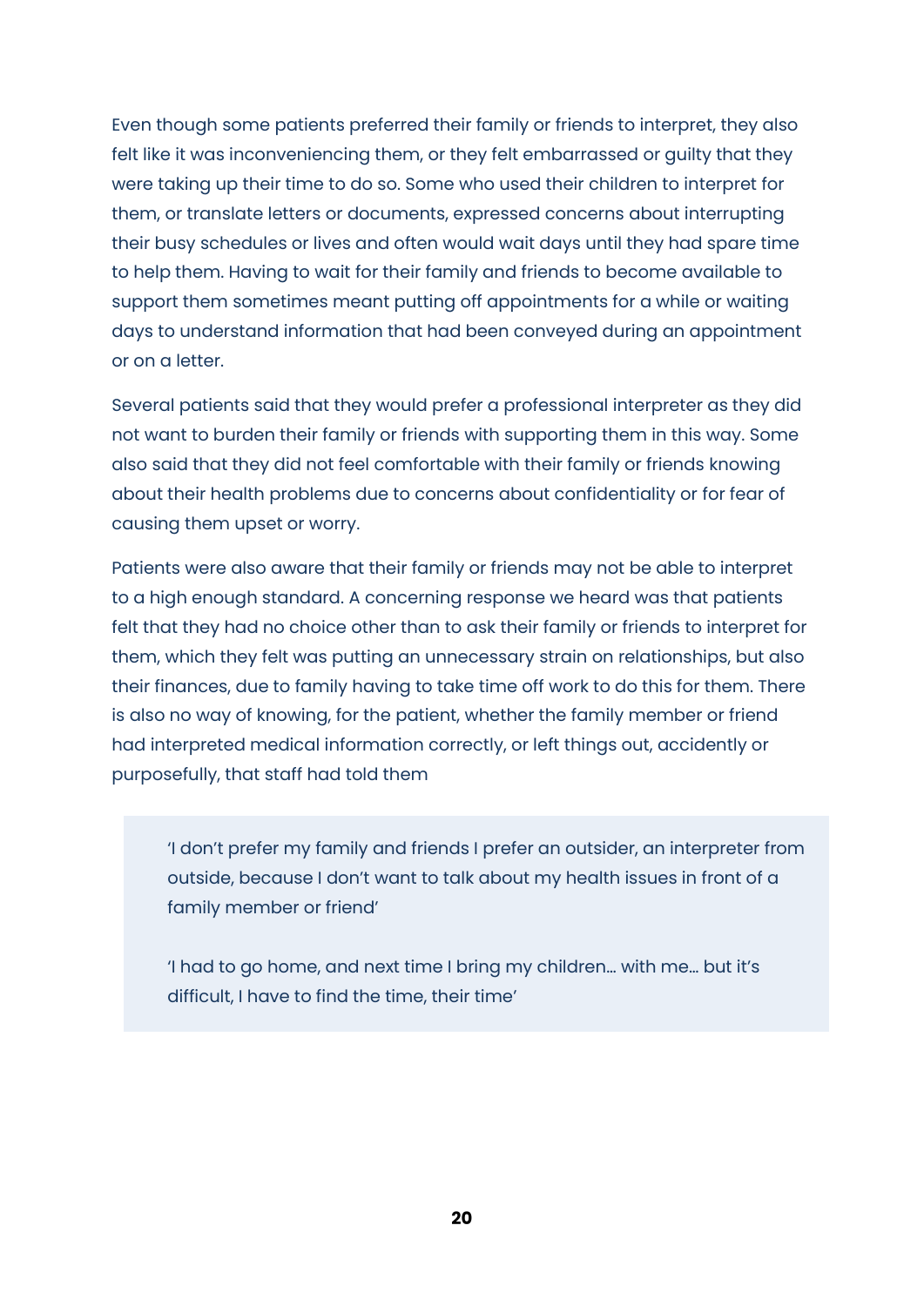Even though some patients preferred their family or friends to interpret, they also felt like it was inconveniencing them, or they felt embarrassed or guilty that they were taking up their time to do so. Some who used their children to interpret for them, or translate letters or documents, expressed concerns about interrupting their busy schedules or lives and often would wait days until they had spare time to help them. Having to wait for their family and friends to become available to support them sometimes meant putting off appointments for a while or waiting days to understand information that had been conveyed during an appointment or on a letter.

Several patients said that they would prefer a professional interpreter as they did not want to burden their family or friends with supporting them in this way. Some also said that they did not feel comfortable with their family or friends knowing about their health problems due to concerns about confidentiality or for fear of causing them upset or worry.

Patients were also aware that their family or friends may not be able to interpret to a high enough standard. A concerning response we heard was that patients felt that they had no choice other than to ask their family or friends to interpret for them, which they felt was putting an unnecessary strain on relationships, but also their finances, due to family having to take time off work to do this for them. There is also no way of knowing, for the patient, whether the family member or friend had interpreted medical information correctly, or left things out, accidently or purposefully, that staff had told them

> 'I don't prefer my family and friends I prefer an outsider, an interpreter from outside, because I don't want to talk about my health issues in front of a family member or friend'
>
> 'I had to go home, and next time I bring my children… with me… but it's difficult, I have to find the time, their time'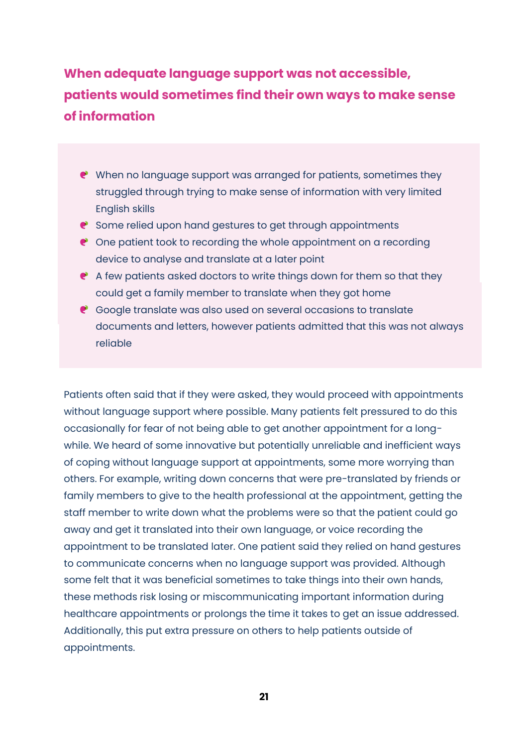## When adequate language support was not accessible, patients would sometimes find their own ways to make sense of information

- When no language support was arranged for patients, sometimes they struggled through trying to make sense of information with very limited English skills
- Some relied upon hand gestures to get through appointments
- One patient took to recording the whole appointment on a recording device to analyse and translate at a later point
- A few patients asked doctors to write things down for them so that they could get a family member to translate when they got home
- Google translate was also used on several occasions to translate documents and letters, however patients admitted that this was not always reliable

Patients often said that if they were asked, they would proceed with appointments without language support where possible. Many patients felt pressured to do this occasionally for fear of not being able to get another appointment for a long-while. We heard of some innovative but potentially unreliable and inefficient ways of coping without language support at appointments, some more worrying than others. For example, writing down concerns that were pre-translated by friends or family members to give to the health professional at the appointment, getting the staff member to write down what the problems were so that the patient could go away and get it translated into their own language, or voice recording the appointment to be translated later. One patient said they relied on hand gestures to communicate concerns when no language support was provided. Although some felt that it was beneficial sometimes to take things into their own hands, these methods risk losing or miscommunicating important information during healthcare appointments or prolongs the time it takes to get an issue addressed. Additionally, this put extra pressure on others to help patients outside of appointments.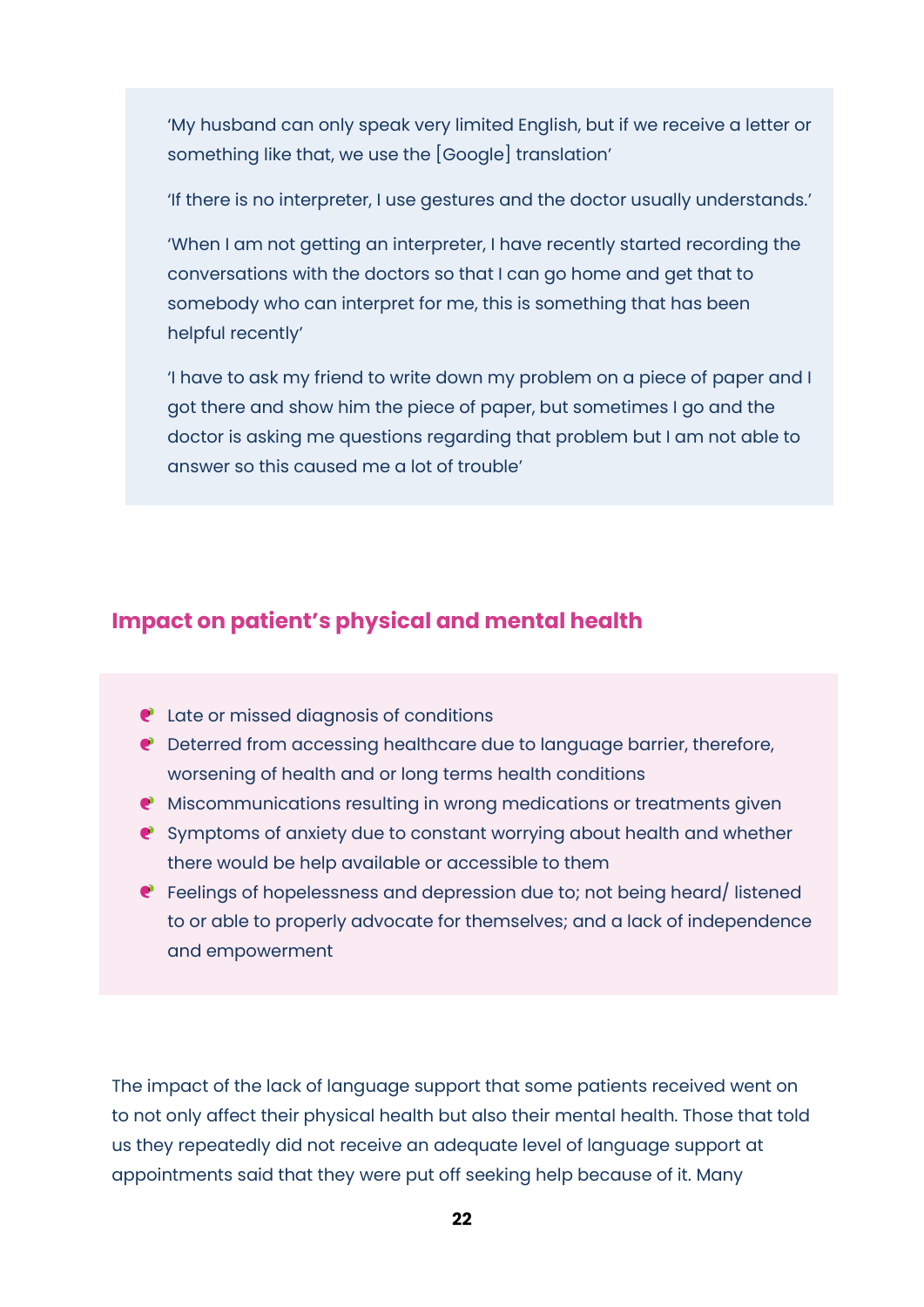> 'My husband can only speak very limited English, but if we receive a letter or something like that, we use the [Google] translation'
>
> 'If there is no interpreter, I use gestures and the doctor usually understands.'
>
> 'When I am not getting an interpreter, I have recently started recording the conversations with the doctors so that I can go home and get that to somebody who can interpret for me, this is something that has been helpful recently'
>
> 'I have to ask my friend to write down my problem on a piece of paper and I got there and show him the piece of paper, but sometimes I go and the doctor is asking me questions regarding that problem but I am not able to answer so this caused me a lot of trouble'

## Impact on patient's physical and mental health

- Late or missed diagnosis of conditions
- Deterred from accessing healthcare due to language barrier, therefore, worsening of health and or long terms health conditions
- Miscommunications resulting in wrong medications or treatments given
- Symptoms of anxiety due to constant worrying about health and whether there would be help available or accessible to them
- Feelings of hopelessness and depression due to; not being heard/ listened to or able to properly advocate for themselves; and a lack of independence and empowerment

The impact of the lack of language support that some patients received went on to not only affect their physical health but also their mental health. Those that told us they repeatedly did not receive an adequate level of language support at appointments said that they were put off seeking help because of it. Many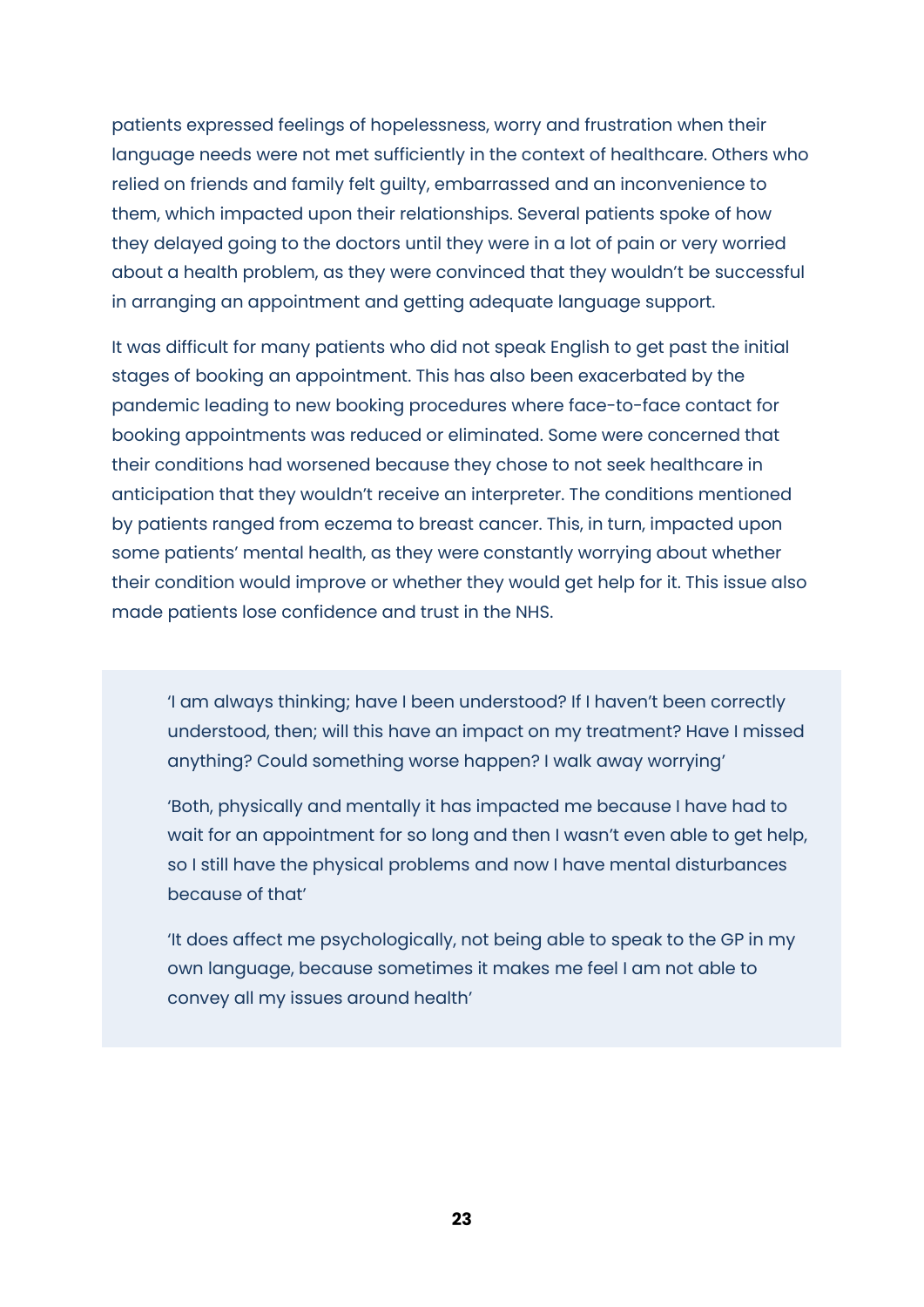patients expressed feelings of hopelessness, worry and frustration when their language needs were not met sufficiently in the context of healthcare. Others who relied on friends and family felt guilty, embarrassed and an inconvenience to them, which impacted upon their relationships. Several patients spoke of how they delayed going to the doctors until they were in a lot of pain or very worried about a health problem, as they were convinced that they wouldn't be successful in arranging an appointment and getting adequate language support.

It was difficult for many patients who did not speak English to get past the initial stages of booking an appointment. This has also been exacerbated by the pandemic leading to new booking procedures where face-to-face contact for booking appointments was reduced or eliminated. Some were concerned that their conditions had worsened because they chose to not seek healthcare in anticipation that they wouldn't receive an interpreter. The conditions mentioned by patients ranged from eczema to breast cancer. This, in turn, impacted upon some patients' mental health, as they were constantly worrying about whether their condition would improve or whether they would get help for it. This issue also made patients lose confidence and trust in the NHS.

> 'I am always thinking; have I been understood? If I haven't been correctly understood, then; will this have an impact on my treatment? Have I missed anything? Could something worse happen? I walk away worrying'
>
> 'Both, physically and mentally it has impacted me because I have had to wait for an appointment for so long and then I wasn't even able to get help, so I still have the physical problems and now I have mental disturbances because of that'
>
> 'It does affect me psychologically, not being able to speak to the GP in my own language, because sometimes it makes me feel I am not able to convey all my issues around health'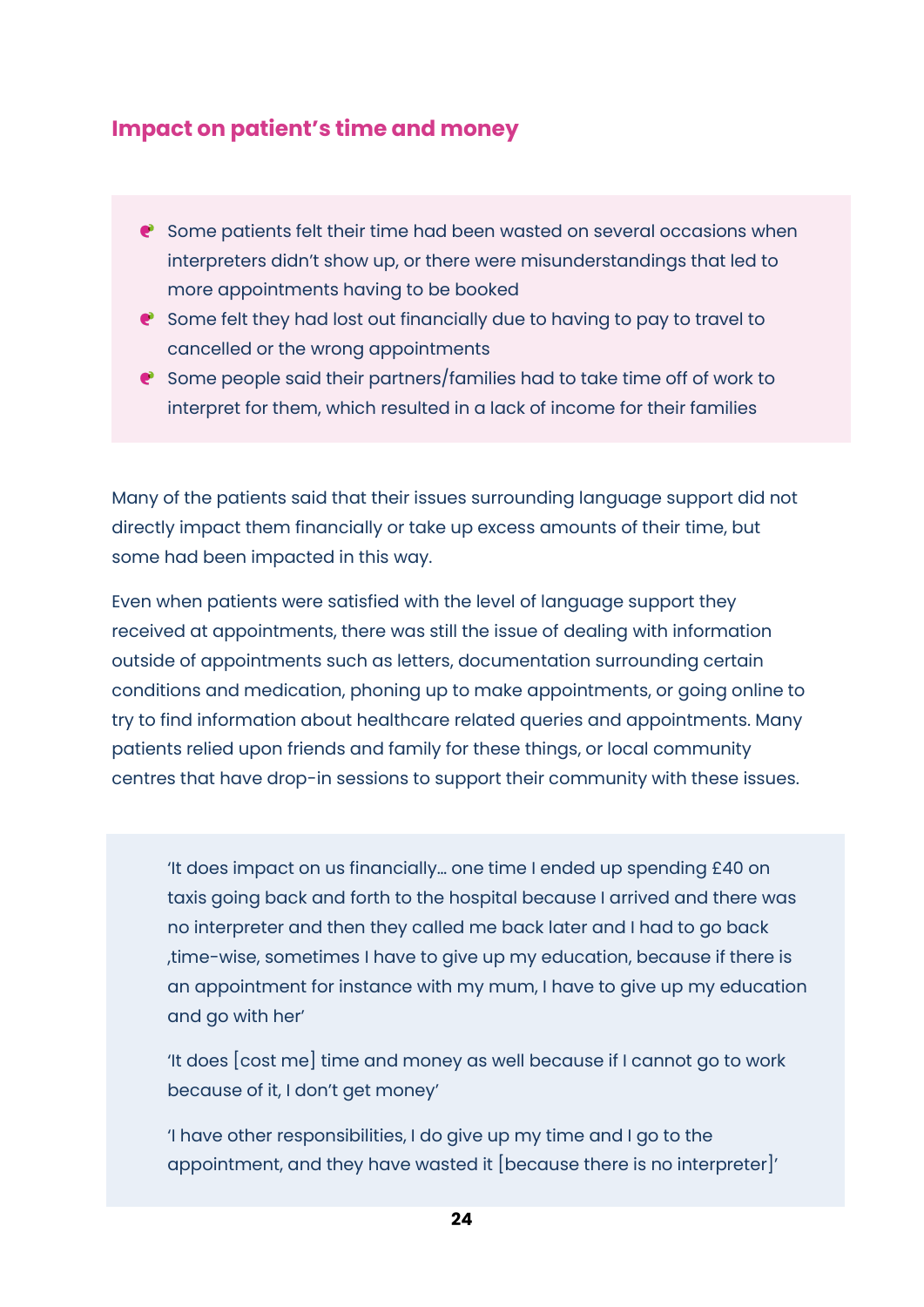## Impact on patient's time and money

- Some patients felt their time had been wasted on several occasions when interpreters didn't show up, or there were misunderstandings that led to more appointments having to be booked
- Some felt they had lost out financially due to having to pay to travel to cancelled or the wrong appointments
- Some people said their partners/families had to take time off of work to interpret for them, which resulted in a lack of income for their families

Many of the patients said that their issues surrounding language support did not directly impact them financially or take up excess amounts of their time, but some had been impacted in this way.

Even when patients were satisfied with the level of language support they received at appointments, there was still the issue of dealing with information outside of appointments such as letters, documentation surrounding certain conditions and medication, phoning up to make appointments, or going online to try to find information about healthcare related queries and appointments. Many patients relied upon friends and family for these things, or local community centres that have drop-in sessions to support their community with these issues.

> 'It does impact on us financially... one time I ended up spending £40 on taxis going back and forth to the hospital because I arrived and there was no interpreter and then they called me back later and I had to go back ,time-wise, sometimes I have to give up my education, because if there is an appointment for instance with my mum, I have to give up my education and go with her'
>
> 'It does [cost me] time and money as well because if I cannot go to work because of it, I don't get money'
>
> 'I have other responsibilities, I do give up my time and I go to the appointment, and they have wasted it [because there is no interpreter]'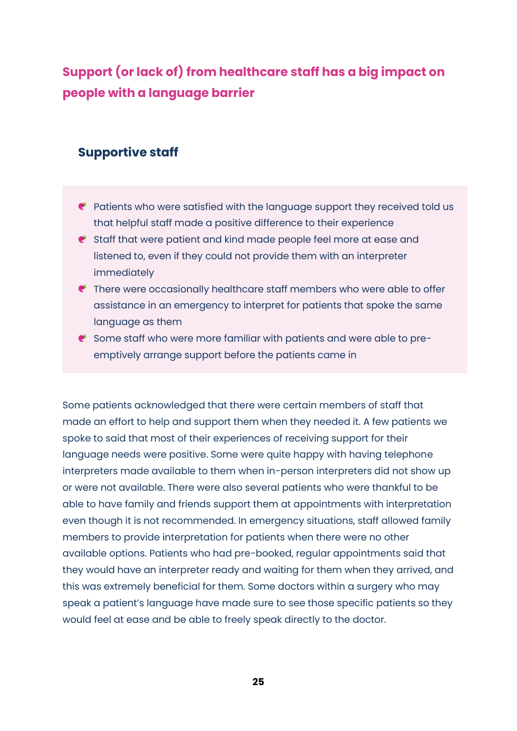## Support (or lack of) from healthcare staff has a big impact on people with a language barrier

### Supportive staff

- Patients who were satisfied with the language support they received told us that helpful staff made a positive difference to their experience
- Staff that were patient and kind made people feel more at ease and listened to, even if they could not provide them with an interpreter immediately
- There were occasionally healthcare staff members who were able to offer assistance in an emergency to interpret for patients that spoke the same language as them
- Some staff who were more familiar with patients and were able to pre-emptively arrange support before the patients came in

Some patients acknowledged that there were certain members of staff that made an effort to help and support them when they needed it. A few patients we spoke to said that most of their experiences of receiving support for their language needs were positive. Some were quite happy with having telephone interpreters made available to them when in-person interpreters did not show up or were not available. There were also several patients who were thankful to be able to have family and friends support them at appointments with interpretation even though it is not recommended. In emergency situations, staff allowed family members to provide interpretation for patients when there were no other available options. Patients who had pre-booked, regular appointments said that they would have an interpreter ready and waiting for them when they arrived, and this was extremely beneficial for them. Some doctors within a surgery who may speak a patient's language have made sure to see those specific patients so they would feel at ease and be able to freely speak directly to the doctor.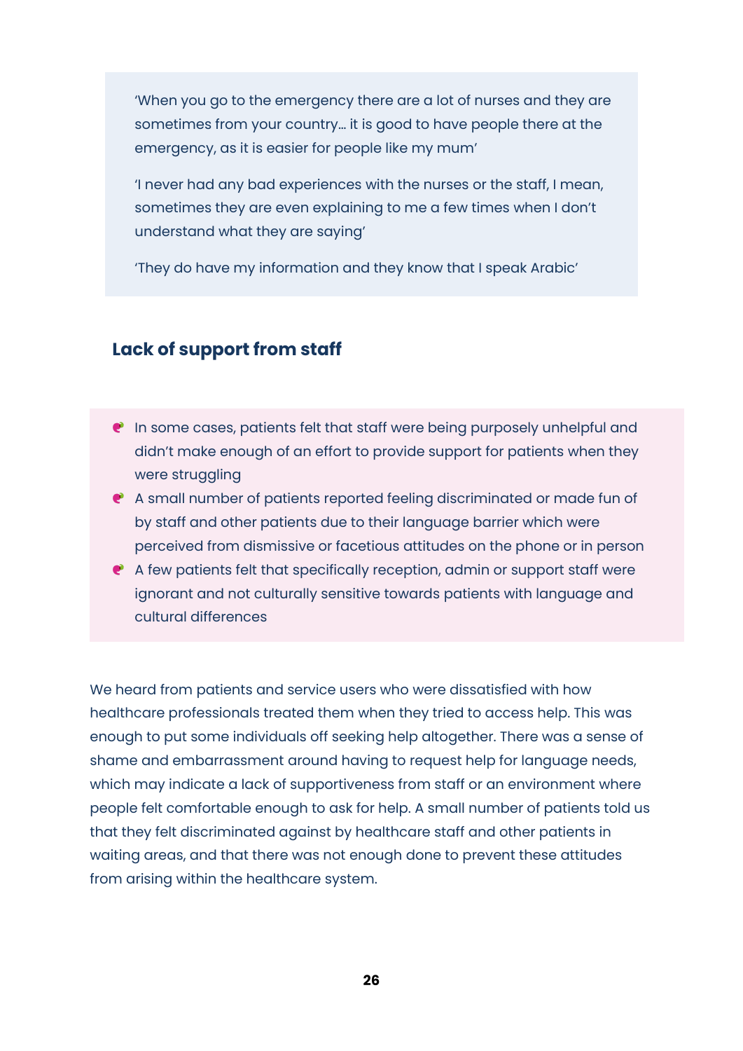'When you go to the emergency there are a lot of nurses and they are sometimes from your country… it is good to have people there at the emergency, as it is easier for people like my mum'

'I never had any bad experiences with the nurses or the staff, I mean, sometimes they are even explaining to me a few times when I don't understand what they are saying'

'They do have my information and they know that I speak Arabic'

## Lack of support from staff

- In some cases, patients felt that staff were being purposely unhelpful and didn't make enough of an effort to provide support for patients when they were struggling
- A small number of patients reported feeling discriminated or made fun of by staff and other patients due to their language barrier which were perceived from dismissive or facetious attitudes on the phone or in person
- A few patients felt that specifically reception, admin or support staff were ignorant and not culturally sensitive towards patients with language and cultural differences

We heard from patients and service users who were dissatisfied with how healthcare professionals treated them when they tried to access help. This was enough to put some individuals off seeking help altogether. There was a sense of shame and embarrassment around having to request help for language needs, which may indicate a lack of supportiveness from staff or an environment where people felt comfortable enough to ask for help. A small number of patients told us that they felt discriminated against by healthcare staff and other patients in waiting areas, and that there was not enough done to prevent these attitudes from arising within the healthcare system.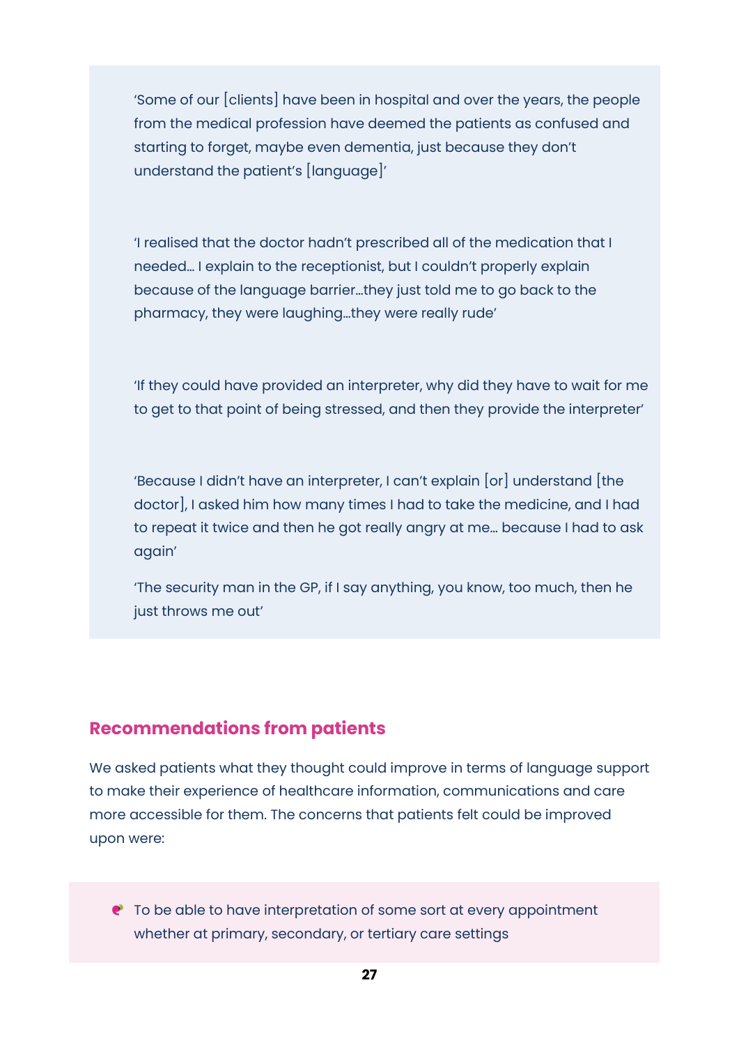'Some of our [clients] have been in hospital and over the years, the people from the medical profession have deemed the patients as confused and starting to forget, maybe even dementia, just because they don't understand the patient's [language]'

'I realised that the doctor hadn't prescribed all of the medication that I needed… I explain to the receptionist, but I couldn't properly explain because of the language barrier…they just told me to go back to the pharmacy, they were laughing…they were really rude'

'If they could have provided an interpreter, why did they have to wait for me to get to that point of being stressed, and then they provide the interpreter'

'Because I didn't have an interpreter, I can't explain [or] understand [the doctor], I asked him how many times I had to take the medicine, and I had to repeat it twice and then he got really angry at me… because I had to ask again'

'The security man in the GP, if I say anything, you know, too much, then he just throws me out'

## Recommendations from patients

We asked patients what they thought could improve in terms of language support to make their experience of healthcare information, communications and care more accessible for them. The concerns that patients felt could be improved upon were:

- To be able to have interpretation of some sort at every appointment whether at primary, secondary, or tertiary care settings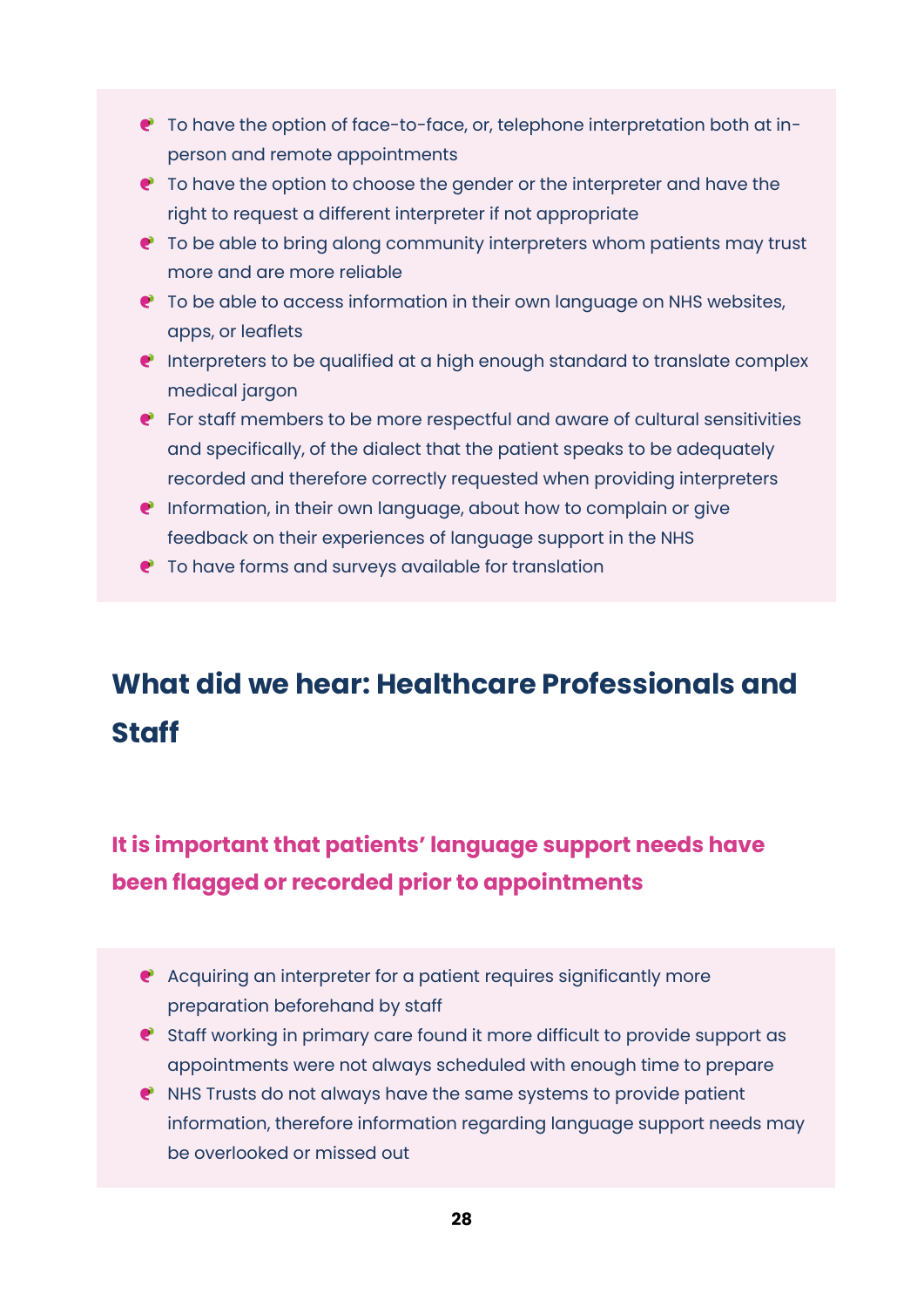- To have the option of face-to-face, or, telephone interpretation both at in-person and remote appointments
- To have the option to choose the gender or the interpreter and have the right to request a different interpreter if not appropriate
- To be able to bring along community interpreters whom patients may trust more and are more reliable
- To be able to access information in their own language on NHS websites, apps, or leaflets
- Interpreters to be qualified at a high enough standard to translate complex medical jargon
- For staff members to be more respectful and aware of cultural sensitivities and specifically, of the dialect that the patient speaks to be adequately recorded and therefore correctly requested when providing interpreters
- Information, in their own language, about how to complain or give feedback on their experiences of language support in the NHS
- To have forms and surveys available for translation

## What did we hear: Healthcare Professionals and Staff

### It is important that patients' language support needs have been flagged or recorded prior to appointments

- Acquiring an interpreter for a patient requires significantly more preparation beforehand by staff
- Staff working in primary care found it more difficult to provide support as appointments were not always scheduled with enough time to prepare
- NHS Trusts do not always have the same systems to provide patient information, therefore information regarding language support needs may be overlooked or missed out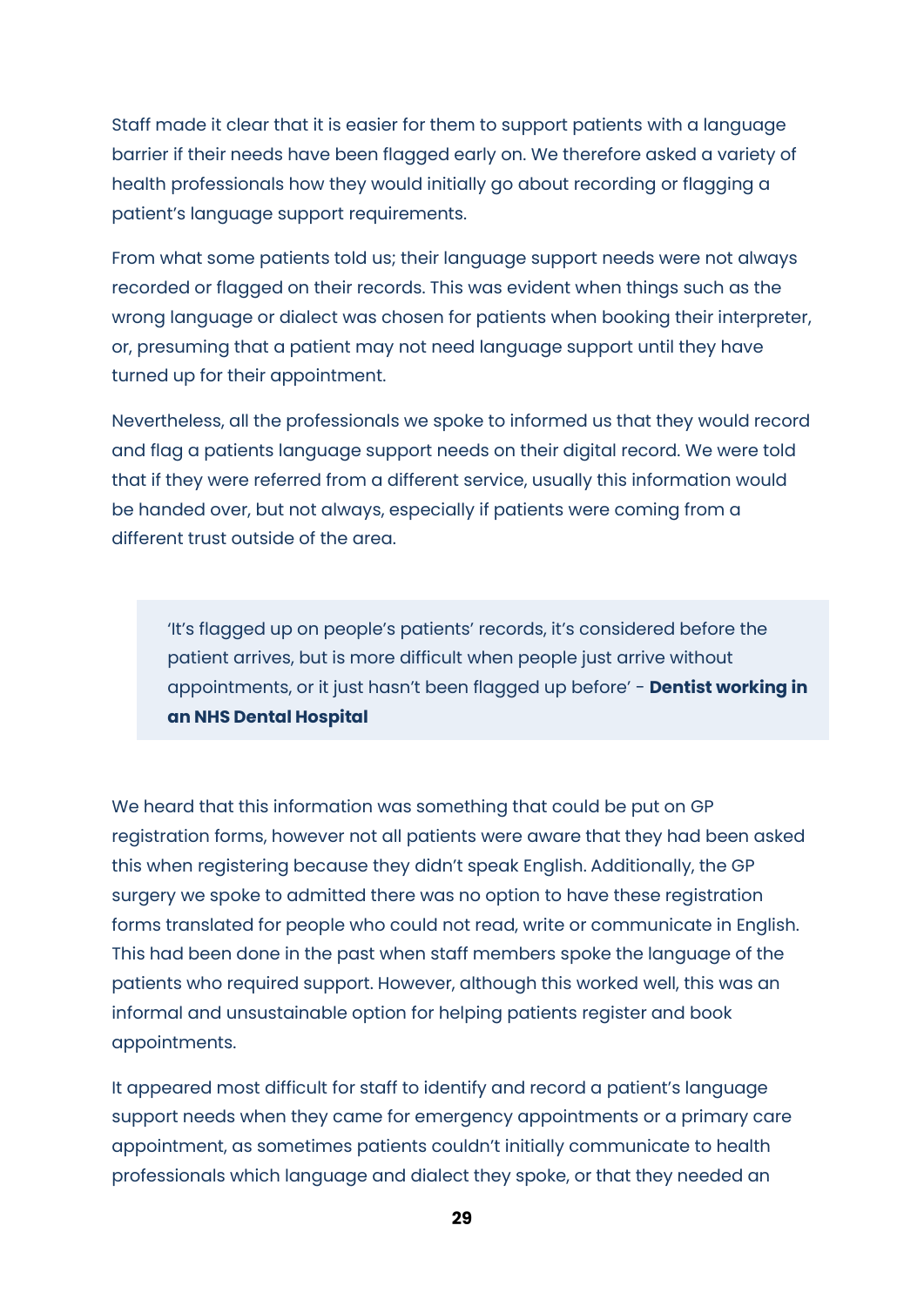Staff made it clear that it is easier for them to support patients with a language barrier if their needs have been flagged early on. We therefore asked a variety of health professionals how they would initially go about recording or flagging a patient's language support requirements.

From what some patients told us; their language support needs were not always recorded or flagged on their records. This was evident when things such as the wrong language or dialect was chosen for patients when booking their interpreter, or, presuming that a patient may not need language support until they have turned up for their appointment.

Nevertheless, all the professionals we spoke to informed us that they would record and flag a patients language support needs on their digital record. We were told that if they were referred from a different service, usually this information would be handed over, but not always, especially if patients were coming from a different trust outside of the area.

> 'It's flagged up on people's patients' records, it's considered before the patient arrives, but is more difficult when people just arrive without appointments, or it just hasn't been flagged up before' - **Dentist working in an NHS Dental Hospital**

We heard that this information was something that could be put on GP registration forms, however not all patients were aware that they had been asked this when registering because they didn't speak English. Additionally, the GP surgery we spoke to admitted there was no option to have these registration forms translated for people who could not read, write or communicate in English. This had been done in the past when staff members spoke the language of the patients who required support. However, although this worked well, this was an informal and unsustainable option for helping patients register and book appointments.

It appeared most difficult for staff to identify and record a patient's language support needs when they came for emergency appointments or a primary care appointment, as sometimes patients couldn't initially communicate to health professionals which language and dialect they spoke, or that they needed an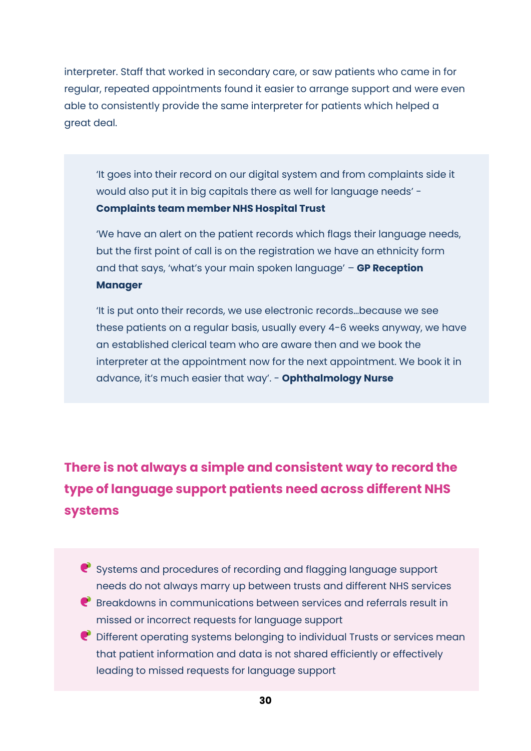interpreter. Staff that worked in secondary care, or saw patients who came in for regular, repeated appointments found it easier to arrange support and were even able to consistently provide the same interpreter for patients which helped a great deal.

> 'It goes into their record on our digital system and from complaints side it would also put it in big capitals there as well for language needs' - **Complaints team member NHS Hospital Trust**
>
> 'We have an alert on the patient records which flags their language needs, but the first point of call is on the registration we have an ethnicity form and that says, 'what's your main spoken language' – **GP Reception Manager**
>
> 'It is put onto their records, we use electronic records…because we see these patients on a regular basis, usually every 4-6 weeks anyway, we have an established clerical team who are aware then and we book the interpreter at the appointment now for the next appointment. We book it in advance, it's much easier that way'. - **Ophthalmology Nurse**

## There is not always a simple and consistent way to record the type of language support patients need across different NHS systems

- Systems and procedures of recording and flagging language support needs do not always marry up between trusts and different NHS services
- Breakdowns in communications between services and referrals result in missed or incorrect requests for language support
- Different operating systems belonging to individual Trusts or services mean that patient information and data is not shared efficiently or effectively leading to missed requests for language support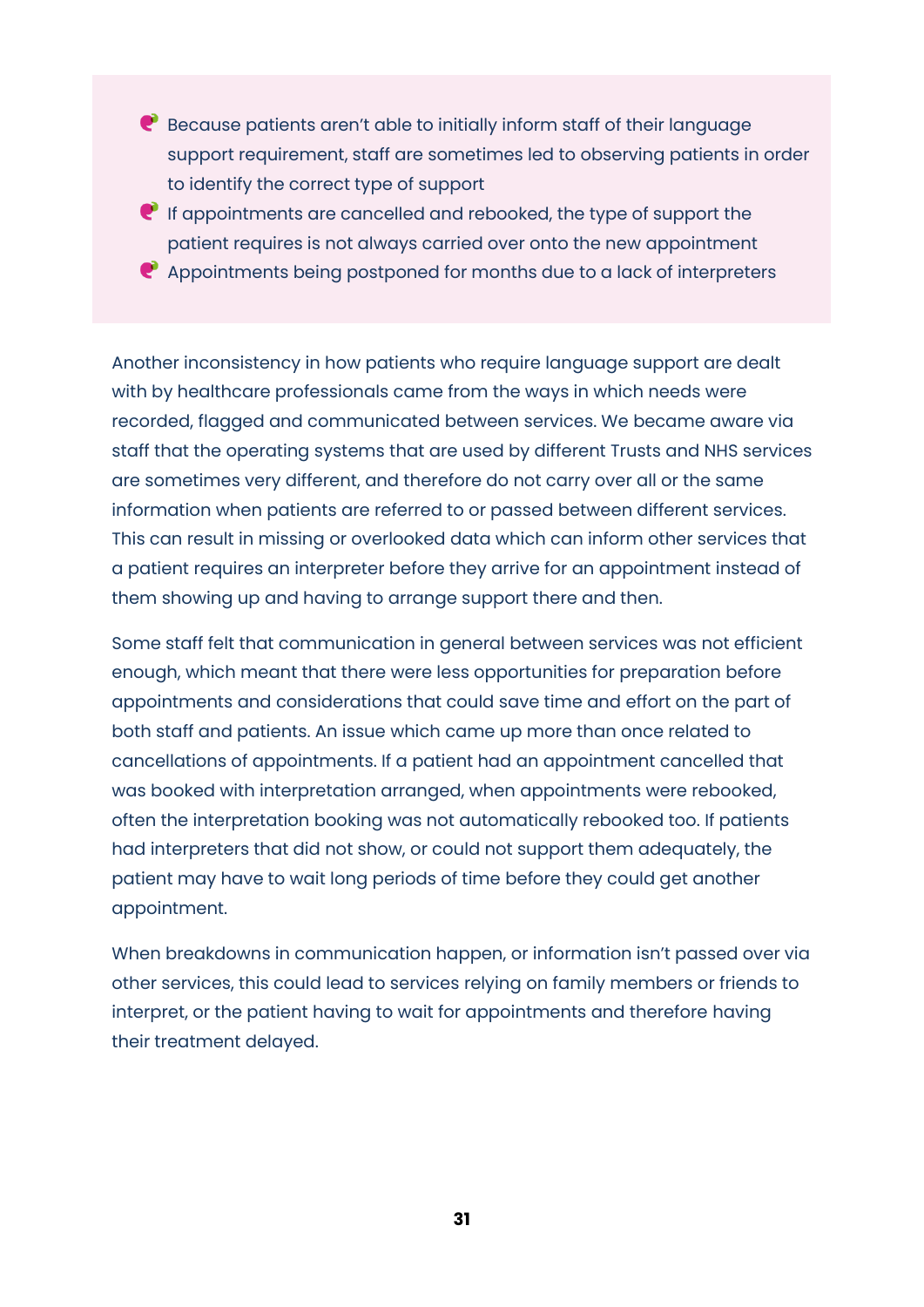- Because patients aren't able to initially inform staff of their language support requirement, staff are sometimes led to observing patients in order to identify the correct type of support
- If appointments are cancelled and rebooked, the type of support the patient requires is not always carried over onto the new appointment
- Appointments being postponed for months due to a lack of interpreters

Another inconsistency in how patients who require language support are dealt with by healthcare professionals came from the ways in which needs were recorded, flagged and communicated between services. We became aware via staff that the operating systems that are used by different Trusts and NHS services are sometimes very different, and therefore do not carry over all or the same information when patients are referred to or passed between different services. This can result in missing or overlooked data which can inform other services that a patient requires an interpreter before they arrive for an appointment instead of them showing up and having to arrange support there and then.

Some staff felt that communication in general between services was not efficient enough, which meant that there were less opportunities for preparation before appointments and considerations that could save time and effort on the part of both staff and patients. An issue which came up more than once related to cancellations of appointments. If a patient had an appointment cancelled that was booked with interpretation arranged, when appointments were rebooked, often the interpretation booking was not automatically rebooked too. If patients had interpreters that did not show, or could not support them adequately, the patient may have to wait long periods of time before they could get another appointment.

When breakdowns in communication happen, or information isn't passed over via other services, this could lead to services relying on family members or friends to interpret, or the patient having to wait for appointments and therefore having their treatment delayed.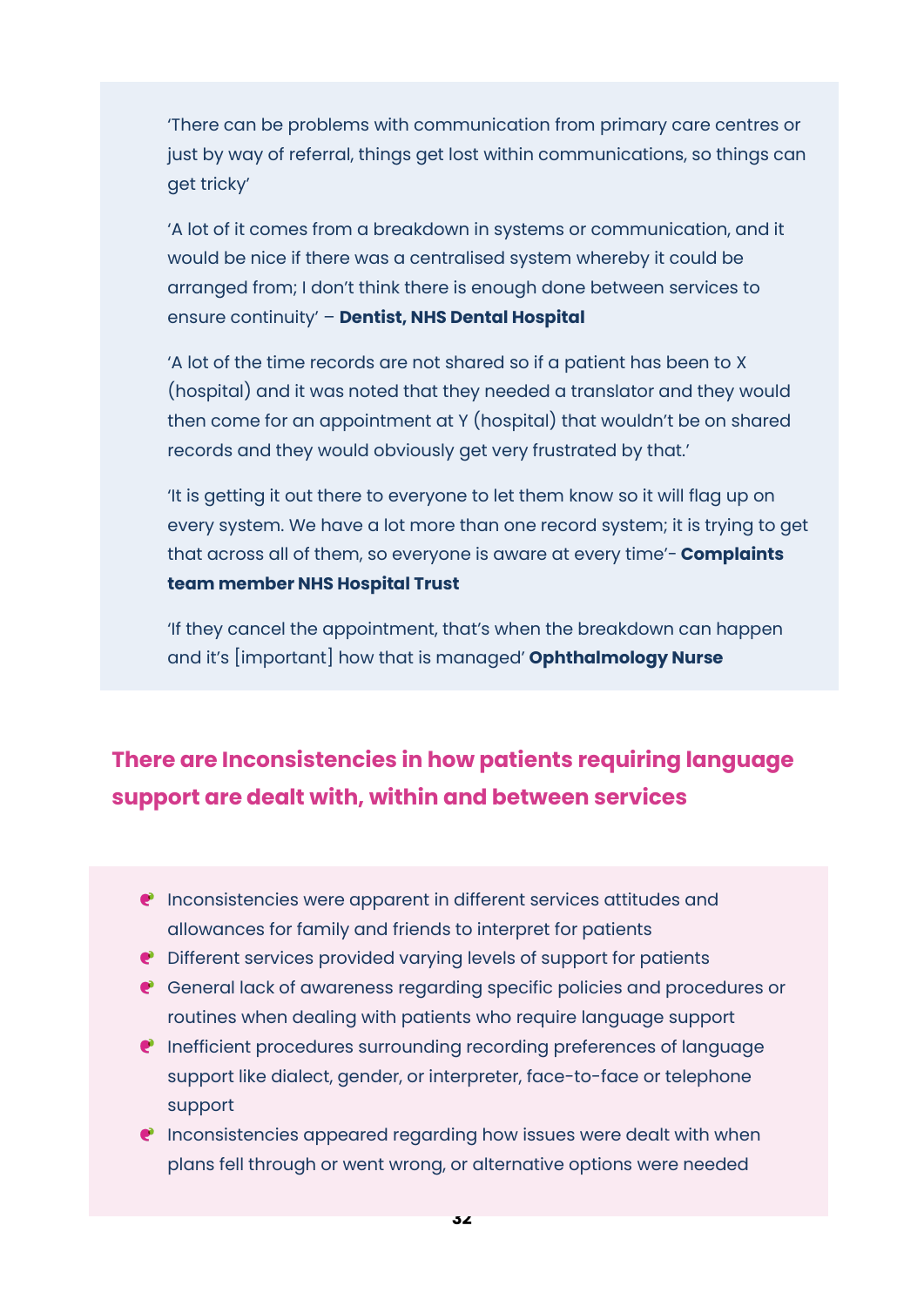'There can be problems with communication from primary care centres or just by way of referral, things get lost within communications, so things can get tricky'

'A lot of it comes from a breakdown in systems or communication, and it would be nice if there was a centralised system whereby it could be arranged from; I don't think there is enough done between services to ensure continuity' – **Dentist, NHS Dental Hospital**

'A lot of the time records are not shared so if a patient has been to X (hospital) and it was noted that they needed a translator and they would then come for an appointment at Y (hospital) that wouldn't be on shared records and they would obviously get very frustrated by that.'

'It is getting it out there to everyone to let them know so it will flag up on every system. We have a lot more than one record system; it is trying to get that across all of them, so everyone is aware at every time'- **Complaints team member NHS Hospital Trust**

'If they cancel the appointment, that's when the breakdown can happen and it's [important] how that is managed' **Ophthalmology Nurse**

## There are Inconsistencies in how patients requiring language support are dealt with, within and between services

- Inconsistencies were apparent in different services attitudes and allowances for family and friends to interpret for patients
- Different services provided varying levels of support for patients
- General lack of awareness regarding specific policies and procedures or routines when dealing with patients who require language support
- Inefficient procedures surrounding recording preferences of language support like dialect, gender, or interpreter, face-to-face or telephone support
- Inconsistencies appeared regarding how issues were dealt with when plans fell through or went wrong, or alternative options were needed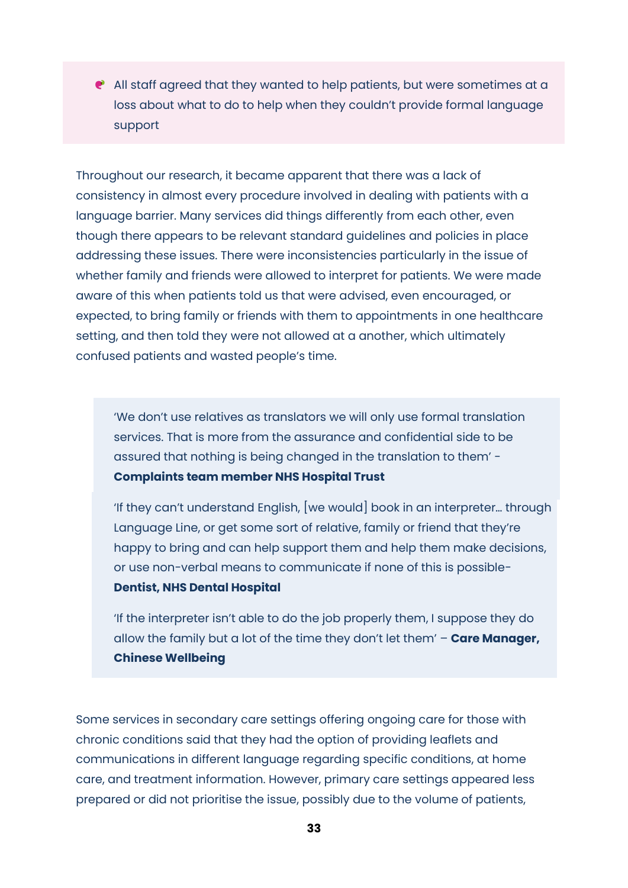- All staff agreed that they wanted to help patients, but were sometimes at a loss about what to do to help when they couldn't provide formal language support

Throughout our research, it became apparent that there was a lack of consistency in almost every procedure involved in dealing with patients with a language barrier. Many services did things differently from each other, even though there appears to be relevant standard guidelines and policies in place addressing these issues. There were inconsistencies particularly in the issue of whether family and friends were allowed to interpret for patients. We were made aware of this when patients told us that were advised, even encouraged, or expected, to bring family or friends with them to appointments in one healthcare setting, and then told they were not allowed at a another, which ultimately confused patients and wasted people's time.

> 'We don't use relatives as translators we will only use formal translation services. That is more from the assurance and confidential side to be assured that nothing is being changed in the translation to them' - **Complaints team member NHS Hospital Trust**
>
> 'If they can't understand English, [we would] book in an interpreter… through Language Line, or get some sort of relative, family or friend that they're happy to bring and can help support them and help them make decisions, or use non-verbal means to communicate if none of this is possible- **Dentist, NHS Dental Hospital**
>
> 'If the interpreter isn't able to do the job properly them, I suppose they do allow the family but a lot of the time they don't let them' – **Care Manager, Chinese Wellbeing**

Some services in secondary care settings offering ongoing care for those with chronic conditions said that they had the option of providing leaflets and communications in different language regarding specific conditions, at home care, and treatment information. However, primary care settings appeared less prepared or did not prioritise the issue, possibly due to the volume of patients,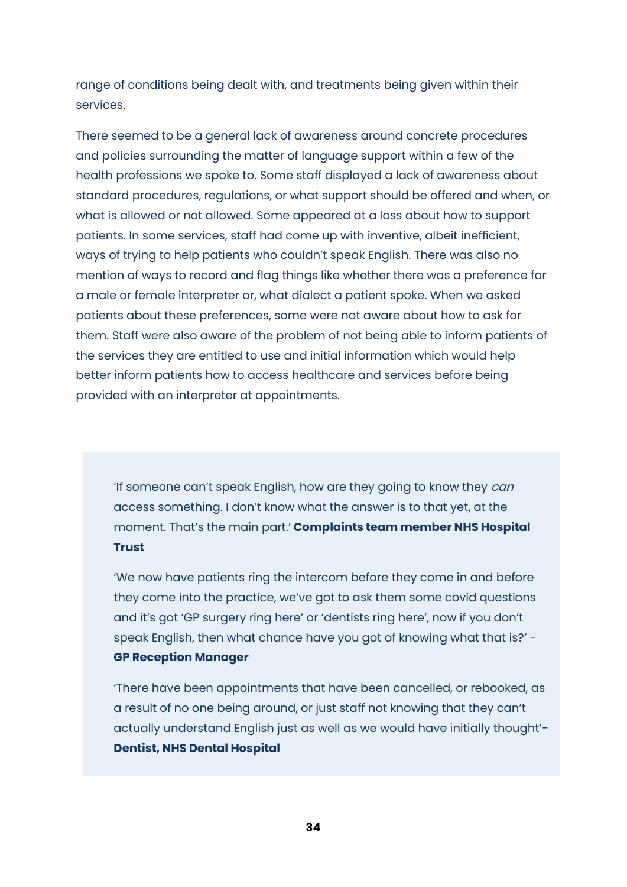range of conditions being dealt with, and treatments being given within their services.

There seemed to be a general lack of awareness around concrete procedures and policies surrounding the matter of language support within a few of the health professions we spoke to. Some staff displayed a lack of awareness about standard procedures, regulations, or what support should be offered and when, or what is allowed or not allowed. Some appeared at a loss about how to support patients. In some services, staff had come up with inventive, albeit inefficient, ways of trying to help patients who couldn't speak English. There was also no mention of ways to record and flag things like whether there was a preference for a male or female interpreter or, what dialect a patient spoke. When we asked patients about these preferences, some were not aware about how to ask for them. Staff were also aware of the problem of not being able to inform patients of the services they are entitled to use and initial information which would help better inform patients how to access healthcare and services before being provided with an interpreter at appointments.

> 'If someone can't speak English, how are they going to know they *can* access something. I don't know what the answer is to that yet, at the moment. That's the main part.' **Complaints team member NHS Hospital Trust**
>
> 'We now have patients ring the intercom before they come in and before they come into the practice, we've got to ask them some covid questions and it's got 'GP surgery ring here' or 'dentists ring here', now if you don't speak English, then what chance have you got of knowing what that is?' - **GP Reception Manager**
>
> 'There have been appointments that have been cancelled, or rebooked, as a result of no one being around, or just staff not knowing that they can't actually understand English just as well as we would have initially thought'- **Dentist, NHS Dental Hospital**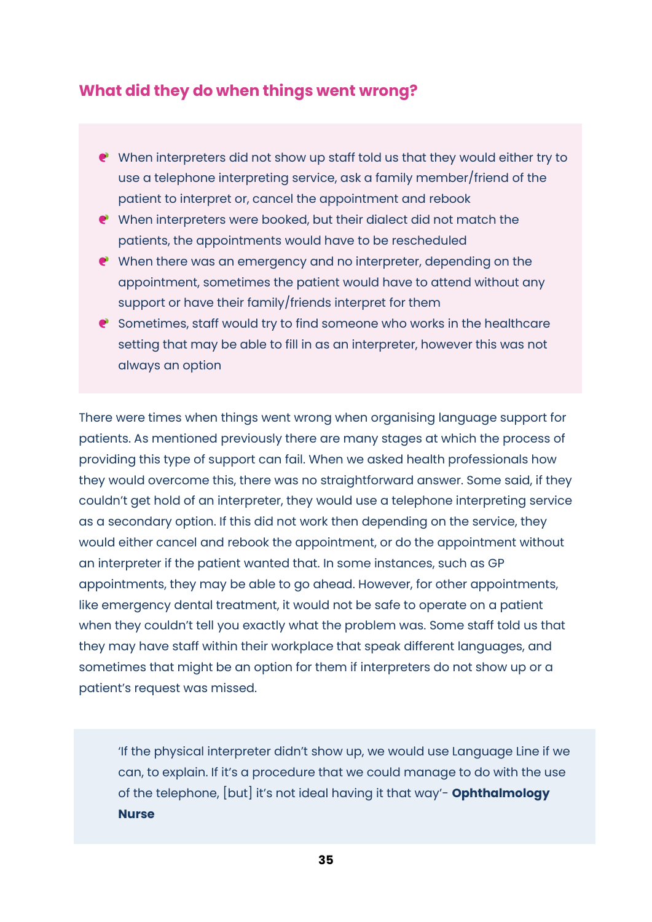## What did they do when things went wrong?

- When interpreters did not show up staff told us that they would either try to use a telephone interpreting service, ask a family member/friend of the patient to interpret or, cancel the appointment and rebook
- When interpreters were booked, but their dialect did not match the patients, the appointments would have to be rescheduled
- When there was an emergency and no interpreter, depending on the appointment, sometimes the patient would have to attend without any support or have their family/friends interpret for them
- Sometimes, staff would try to find someone who works in the healthcare setting that may be able to fill in as an interpreter, however this was not always an option

There were times when things went wrong when organising language support for patients. As mentioned previously there are many stages at which the process of providing this type of support can fail. When we asked health professionals how they would overcome this, there was no straightforward answer. Some said, if they couldn't get hold of an interpreter, they would use a telephone interpreting service as a secondary option. If this did not work then depending on the service, they would either cancel and rebook the appointment, or do the appointment without an interpreter if the patient wanted that. In some instances, such as GP appointments, they may be able to go ahead. However, for other appointments, like emergency dental treatment, it would not be safe to operate on a patient when they couldn't tell you exactly what the problem was. Some staff told us that they may have staff within their workplace that speak different languages, and sometimes that might be an option for them if interpreters do not show up or a patient's request was missed.

> 'If the physical interpreter didn't show up, we would use Language Line if we can, to explain. If it's a procedure that we could manage to do with the use of the telephone, [but] it's not ideal having it that way'- **Ophthalmology Nurse**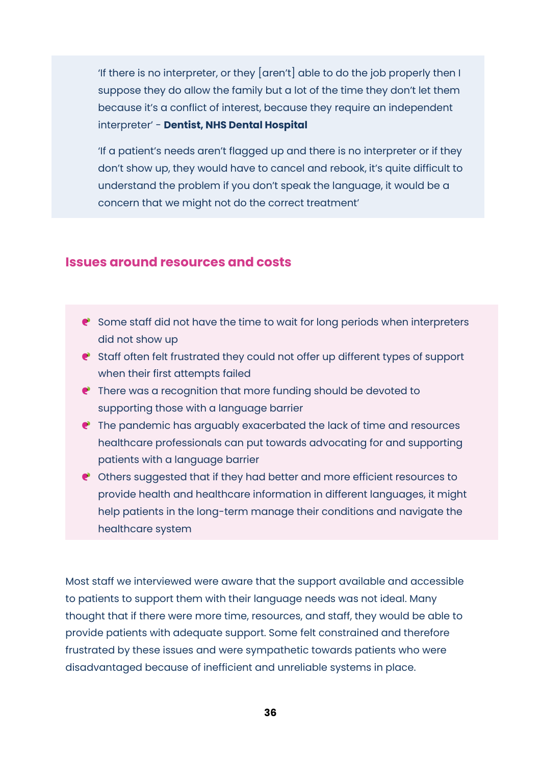'If there is no interpreter, or they [aren't] able to do the job properly then I suppose they do allow the family but a lot of the time they don't let them because it's a conflict of interest, because they require an independent interpreter' - **Dentist, NHS Dental Hospital**

'If a patient's needs aren't flagged up and there is no interpreter or if they don't show up, they would have to cancel and rebook, it's quite difficult to understand the problem if you don't speak the language, it would be a concern that we might not do the correct treatment'

## Issues around resources and costs

- Some staff did not have the time to wait for long periods when interpreters did not show up
- Staff often felt frustrated they could not offer up different types of support when their first attempts failed
- There was a recognition that more funding should be devoted to supporting those with a language barrier
- The pandemic has arguably exacerbated the lack of time and resources healthcare professionals can put towards advocating for and supporting patients with a language barrier
- Others suggested that if they had better and more efficient resources to provide health and healthcare information in different languages, it might help patients in the long-term manage their conditions and navigate the healthcare system

Most staff we interviewed were aware that the support available and accessible to patients to support them with their language needs was not ideal. Many thought that if there were more time, resources, and staff, they would be able to provide patients with adequate support. Some felt constrained and therefore frustrated by these issues and were sympathetic towards patients who were disadvantaged because of inefficient and unreliable systems in place.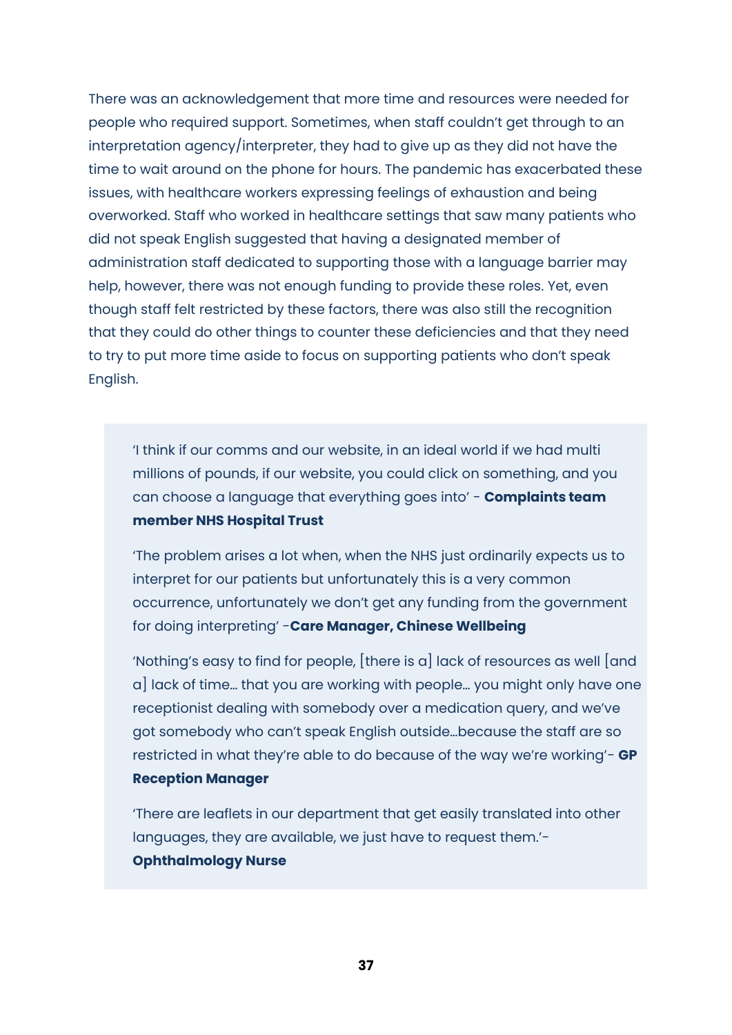There was an acknowledgement that more time and resources were needed for people who required support. Sometimes, when staff couldn't get through to an interpretation agency/interpreter, they had to give up as they did not have the time to wait around on the phone for hours. The pandemic has exacerbated these issues, with healthcare workers expressing feelings of exhaustion and being overworked. Staff who worked in healthcare settings that saw many patients who did not speak English suggested that having a designated member of administration staff dedicated to supporting those with a language barrier may help, however, there was not enough funding to provide these roles. Yet, even though staff felt restricted by these factors, there was also still the recognition that they could do other things to counter these deficiencies and that they need to try to put more time aside to focus on supporting patients who don't speak English.

> 'I think if our comms and our website, in an ideal world if we had multi millions of pounds, if our website, you could click on something, and you can choose a language that everything goes into' - **Complaints team member NHS Hospital Trust**
>
> 'The problem arises a lot when, when the NHS just ordinarily expects us to interpret for our patients but unfortunately this is a very common occurrence, unfortunately we don't get any funding from the government for doing interpreting' -**Care Manager, Chinese Wellbeing**
>
> 'Nothing's easy to find for people, [there is a] lack of resources as well [and a] lack of time... that you are working with people... you might only have one receptionist dealing with somebody over a medication query, and we've got somebody who can't speak English outside...because the staff are so restricted in what they're able to do because of the way we're working'- **GP Reception Manager**
>
> 'There are leaflets in our department that get easily translated into other languages, they are available, we just have to request them.'- **Ophthalmology Nurse**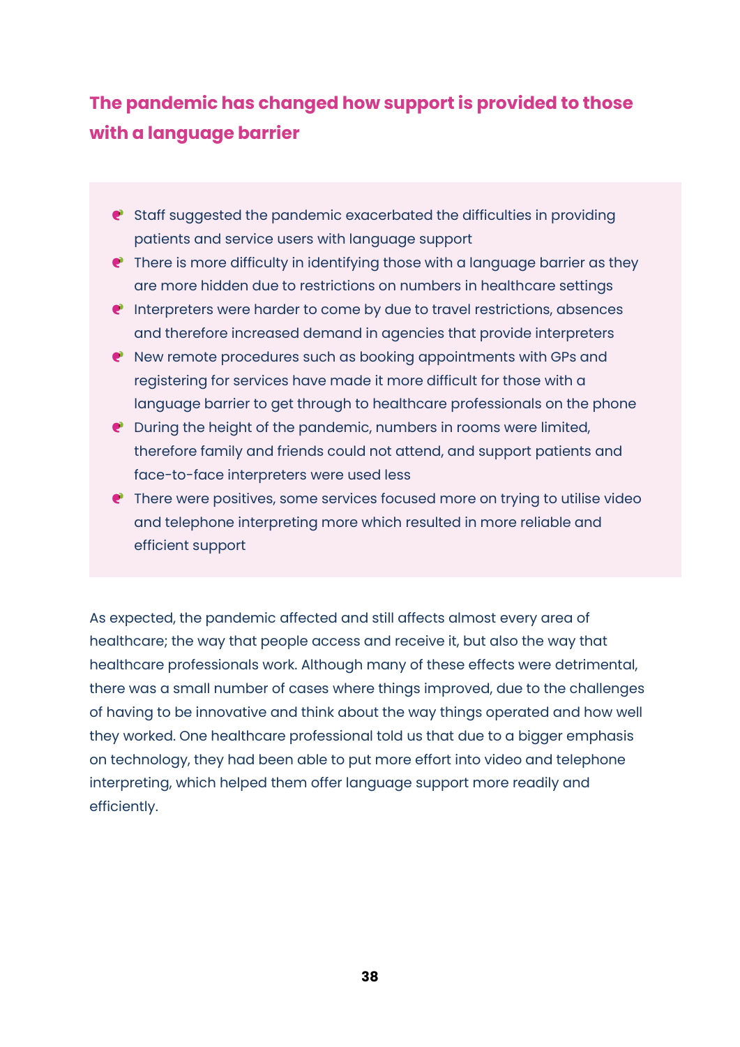## The pandemic has changed how support is provided to those with a language barrier

- Staff suggested the pandemic exacerbated the difficulties in providing patients and service users with language support
- There is more difficulty in identifying those with a language barrier as they are more hidden due to restrictions on numbers in healthcare settings
- Interpreters were harder to come by due to travel restrictions, absences and therefore increased demand in agencies that provide interpreters
- New remote procedures such as booking appointments with GPs and registering for services have made it more difficult for those with a language barrier to get through to healthcare professionals on the phone
- During the height of the pandemic, numbers in rooms were limited, therefore family and friends could not attend, and support patients and face-to-face interpreters were used less
- There were positives, some services focused more on trying to utilise video and telephone interpreting more which resulted in more reliable and efficient support

As expected, the pandemic affected and still affects almost every area of healthcare; the way that people access and receive it, but also the way that healthcare professionals work. Although many of these effects were detrimental, there was a small number of cases where things improved, due to the challenges of having to be innovative and think about the way things operated and how well they worked. One healthcare professional told us that due to a bigger emphasis on technology, they had been able to put more effort into video and telephone interpreting, which helped them offer language support more readily and efficiently.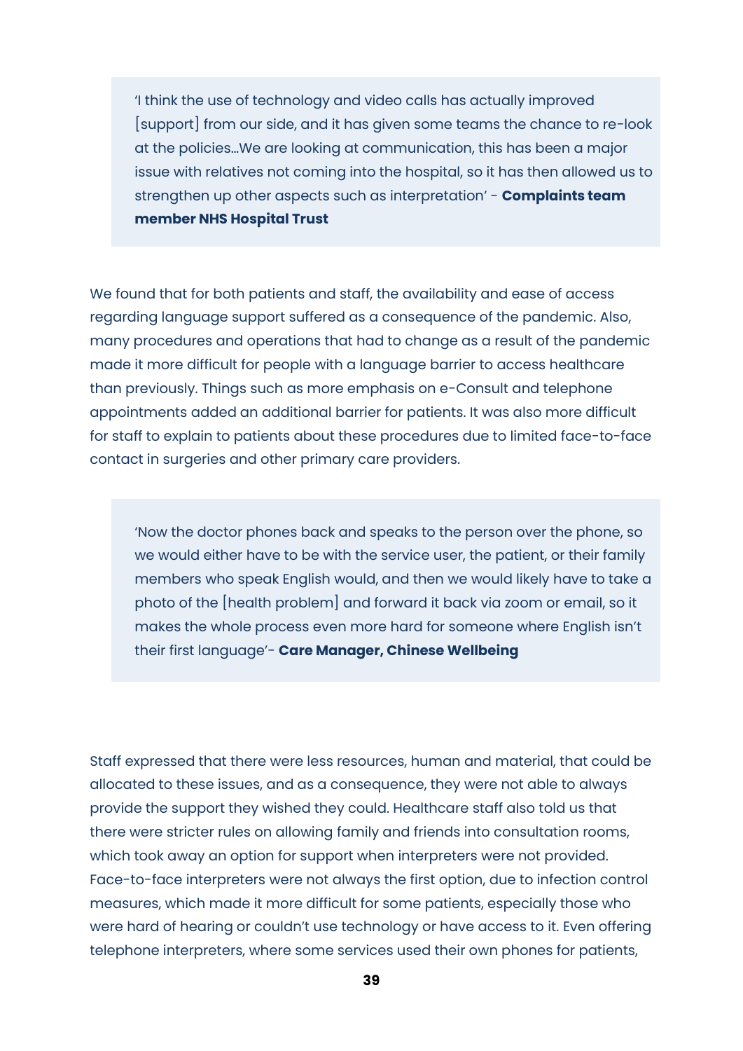> 'I think the use of technology and video calls has actually improved [support] from our side, and it has given some teams the chance to re-look at the policies...We are looking at communication, this has been a major issue with relatives not coming into the hospital, so it has then allowed us to strengthen up other aspects such as interpretation' - **Complaints team member NHS Hospital Trust**

We found that for both patients and staff, the availability and ease of access regarding language support suffered as a consequence of the pandemic. Also, many procedures and operations that had to change as a result of the pandemic made it more difficult for people with a language barrier to access healthcare than previously. Things such as more emphasis on e-Consult and telephone appointments added an additional barrier for patients. It was also more difficult for staff to explain to patients about these procedures due to limited face-to-face contact in surgeries and other primary care providers.

> 'Now the doctor phones back and speaks to the person over the phone, so we would either have to be with the service user, the patient, or their family members who speak English would, and then we would likely have to take a photo of the [health problem] and forward it back via zoom or email, so it makes the whole process even more hard for someone where English isn't their first language'- **Care Manager, Chinese Wellbeing**

Staff expressed that there were less resources, human and material, that could be allocated to these issues, and as a consequence, they were not able to always provide the support they wished they could. Healthcare staff also told us that there were stricter rules on allowing family and friends into consultation rooms, which took away an option for support when interpreters were not provided. Face-to-face interpreters were not always the first option, due to infection control measures, which made it more difficult for some patients, especially those who were hard of hearing or couldn't use technology or have access to it. Even offering telephone interpreters, where some services used their own phones for patients,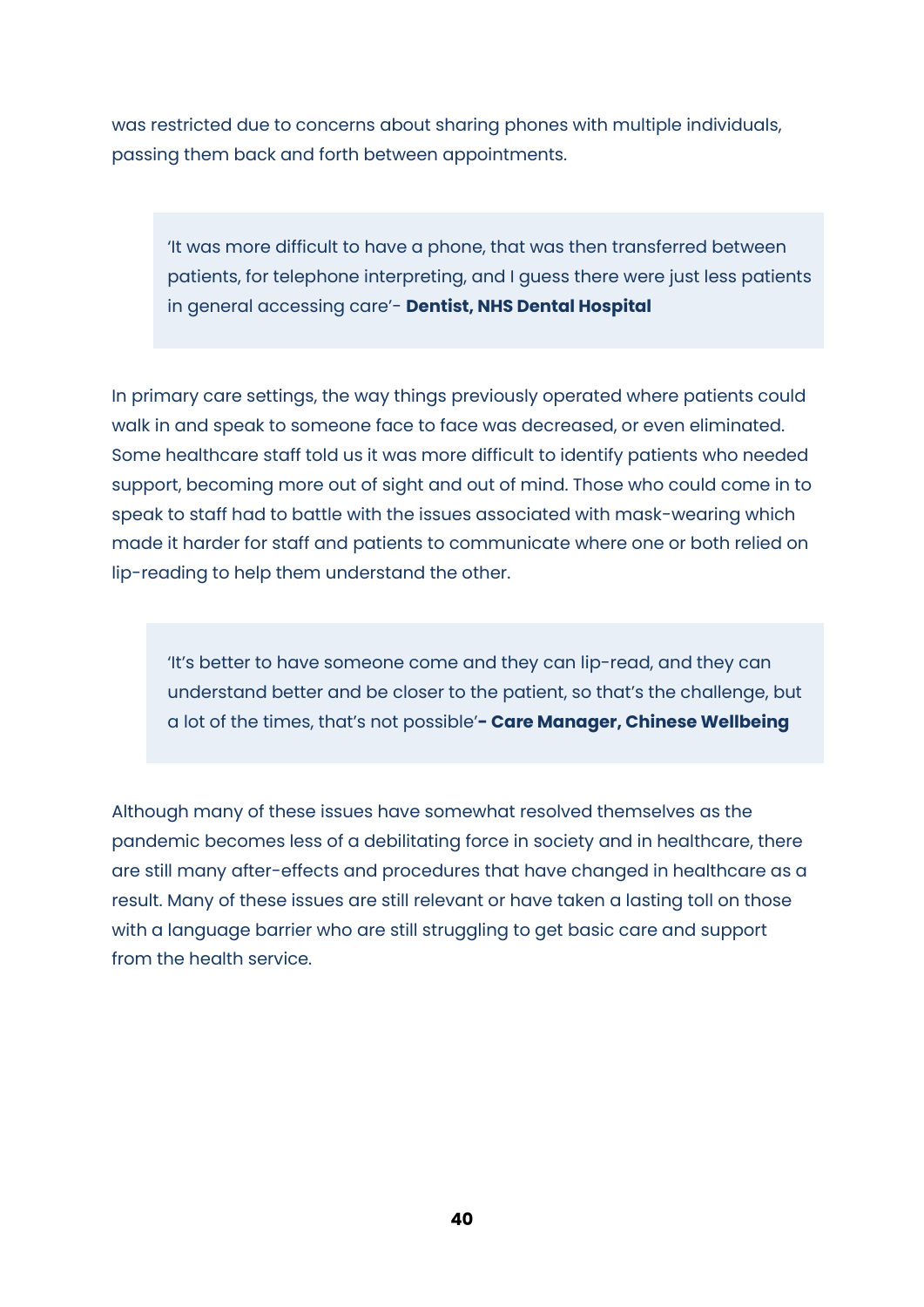was restricted due to concerns about sharing phones with multiple individuals, passing them back and forth between appointments.

> 'It was more difficult to have a phone, that was then transferred between patients, for telephone interpreting, and I guess there were just less patients in general accessing care'- **Dentist, NHS Dental Hospital**

In primary care settings, the way things previously operated where patients could walk in and speak to someone face to face was decreased, or even eliminated. Some healthcare staff told us it was more difficult to identify patients who needed support, becoming more out of sight and out of mind. Those who could come in to speak to staff had to battle with the issues associated with mask-wearing which made it harder for staff and patients to communicate where one or both relied on lip-reading to help them understand the other.

> 'It's better to have someone come and they can lip-read, and they can understand better and be closer to the patient, so that's the challenge, but a lot of the times, that's not possible'**- Care Manager, Chinese Wellbeing**

Although many of these issues have somewhat resolved themselves as the pandemic becomes less of a debilitating force in society and in healthcare, there are still many after-effects and procedures that have changed in healthcare as a result. Many of these issues are still relevant or have taken a lasting toll on those with a language barrier who are still struggling to get basic care and support from the health service.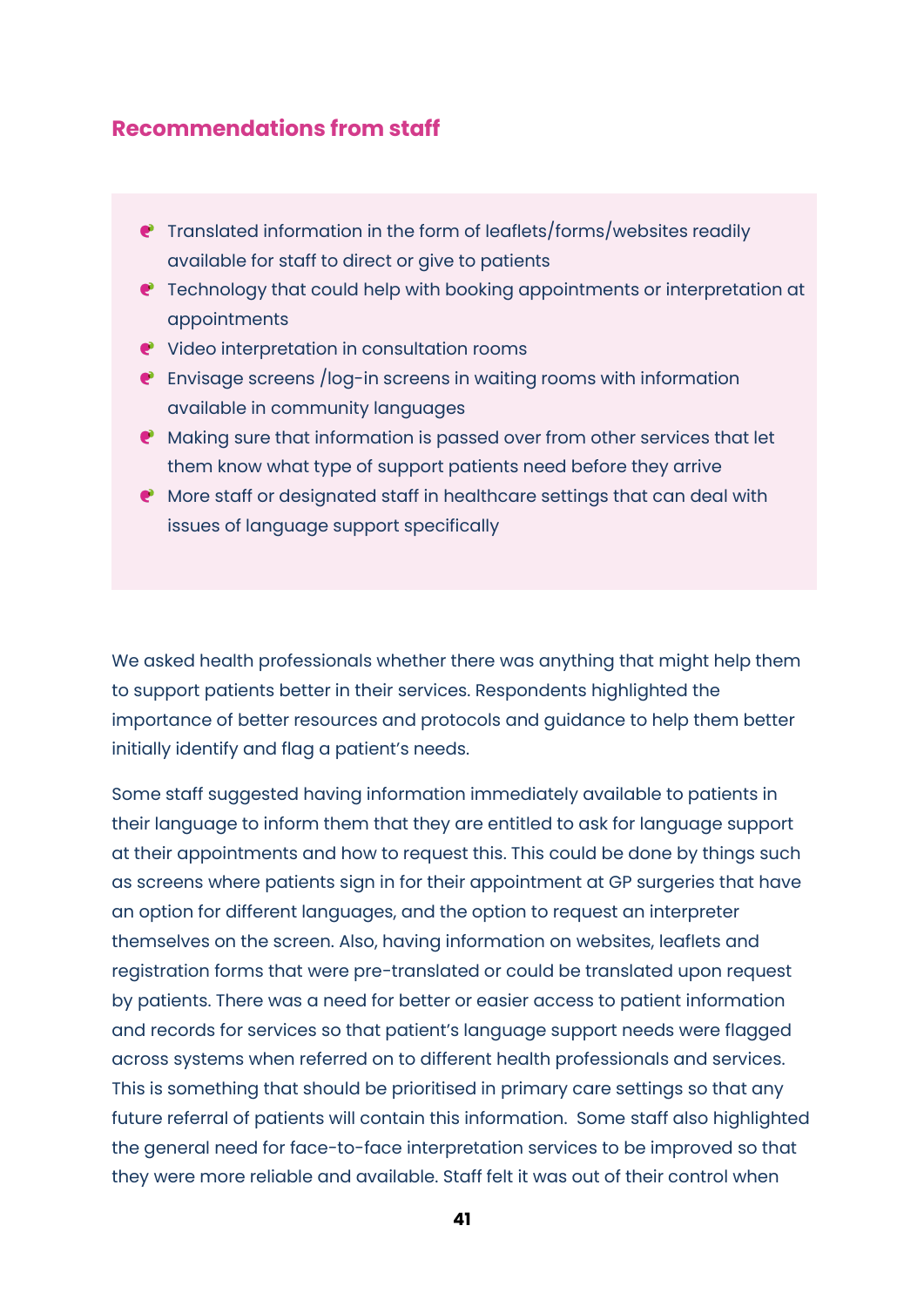## Recommendations from staff

- Translated information in the form of leaflets/forms/websites readily available for staff to direct or give to patients
- Technology that could help with booking appointments or interpretation at appointments
- Video interpretation in consultation rooms
- Envisage screens /log-in screens in waiting rooms with information available in community languages
- Making sure that information is passed over from other services that let them know what type of support patients need before they arrive
- More staff or designated staff in healthcare settings that can deal with issues of language support specifically

We asked health professionals whether there was anything that might help them to support patients better in their services. Respondents highlighted the importance of better resources and protocols and guidance to help them better initially identify and flag a patient's needs.

Some staff suggested having information immediately available to patients in their language to inform them that they are entitled to ask for language support at their appointments and how to request this. This could be done by things such as screens where patients sign in for their appointment at GP surgeries that have an option for different languages, and the option to request an interpreter themselves on the screen. Also, having information on websites, leaflets and registration forms that were pre-translated or could be translated upon request by patients. There was a need for better or easier access to patient information and records for services so that patient's language support needs were flagged across systems when referred on to different health professionals and services. This is something that should be prioritised in primary care settings so that any future referral of patients will contain this information. Some staff also highlighted the general need for face-to-face interpretation services to be improved so that they were more reliable and available. Staff felt it was out of their control when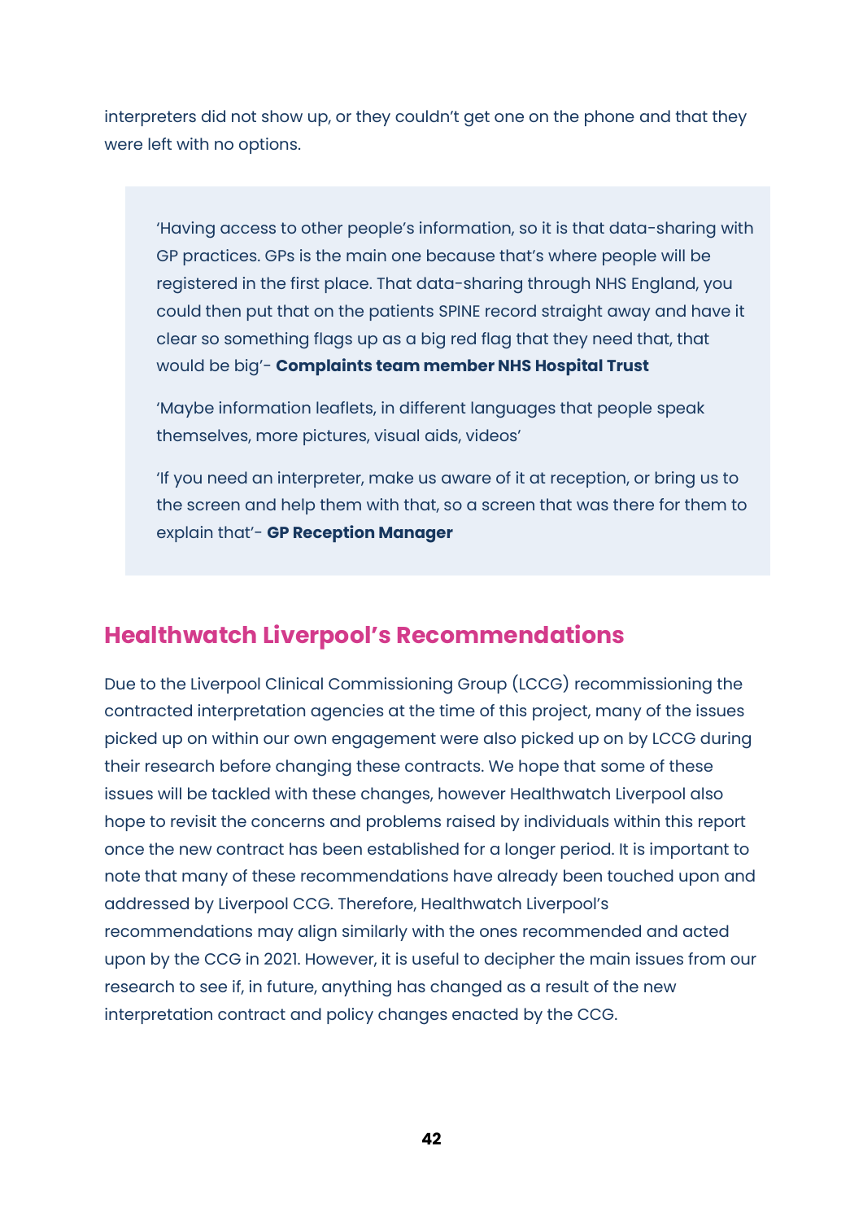interpreters did not show up, or they couldn't get one on the phone and that they were left with no options.

> 'Having access to other people's information, so it is that data-sharing with GP practices. GPs is the main one because that's where people will be registered in the first place. That data-sharing through NHS England, you could then put that on the patients SPINE record straight away and have it clear so something flags up as a big red flag that they need that, that would be big'- **Complaints team member NHS Hospital Trust**
>
> 'Maybe information leaflets, in different languages that people speak themselves, more pictures, visual aids, videos'
>
> 'If you need an interpreter, make us aware of it at reception, or bring us to the screen and help them with that, so a screen that was there for them to explain that'- **GP Reception Manager**

## Healthwatch Liverpool's Recommendations

Due to the Liverpool Clinical Commissioning Group (LCCG) recommissioning the contracted interpretation agencies at the time of this project, many of the issues picked up on within our own engagement were also picked up on by LCCG during their research before changing these contracts. We hope that some of these issues will be tackled with these changes, however Healthwatch Liverpool also hope to revisit the concerns and problems raised by individuals within this report once the new contract has been established for a longer period. It is important to note that many of these recommendations have already been touched upon and addressed by Liverpool CCG. Therefore, Healthwatch Liverpool's recommendations may align similarly with the ones recommended and acted upon by the CCG in 2021. However, it is useful to decipher the main issues from our research to see if, in future, anything has changed as a result of the new interpretation contract and policy changes enacted by the CCG.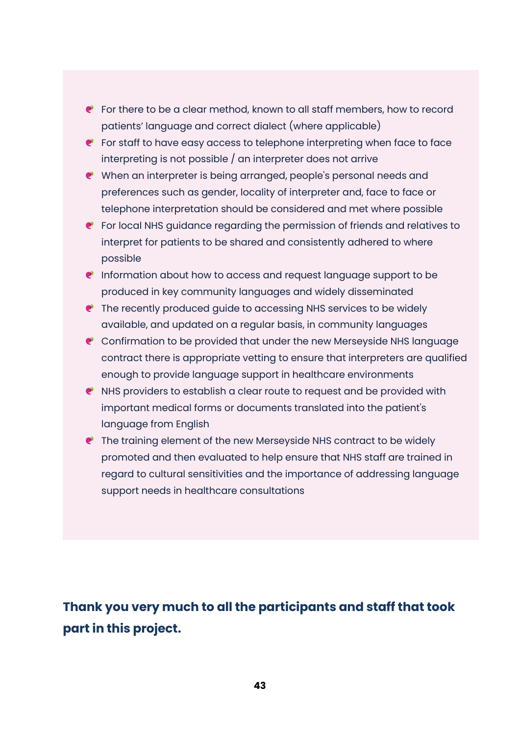- For there to be a clear method, known to all staff members, how to record patients' language and correct dialect (where applicable)
- For staff to have easy access to telephone interpreting when face to face interpreting is not possible / an interpreter does not arrive
- When an interpreter is being arranged, people's personal needs and preferences such as gender, locality of interpreter and, face to face or telephone interpretation should be considered and met where possible
- For local NHS guidance regarding the permission of friends and relatives to interpret for patients to be shared and consistently adhered to where possible
- Information about how to access and request language support to be produced in key community languages and widely disseminated
- The recently produced guide to accessing NHS services to be widely available, and updated on a regular basis, in community languages
- Confirmation to be provided that under the new Merseyside NHS language contract there is appropriate vetting to ensure that interpreters are qualified enough to provide language support in healthcare environments
- NHS providers to establish a clear route to request and be provided with important medical forms or documents translated into the patient's language from English
- The training element of the new Merseyside NHS contract to be widely promoted and then evaluated to help ensure that NHS staff are trained in regard to cultural sensitivities and the importance of addressing language support needs in healthcare consultations

**Thank you very much to all the participants and staff that took part in this project.**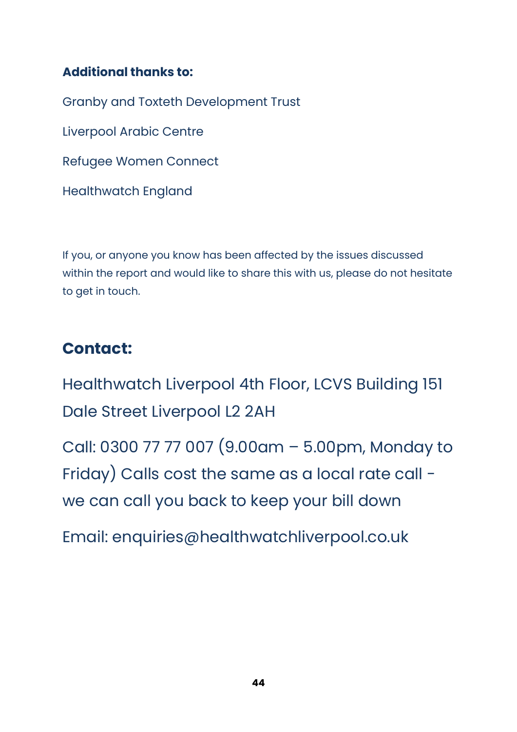**Additional thanks to:**

Granby and Toxteth Development Trust

Liverpool Arabic Centre

Refugee Women Connect

Healthwatch England

If you, or anyone you know has been affected by the issues discussed within the report and would like to share this with us, please do not hesitate to get in touch.

## Contact:

Healthwatch Liverpool 4th Floor, LCVS Building 151 Dale Street Liverpool L2 2AH

Call: 0300 77 77 007 (9.00am – 5.00pm, Monday to Friday) Calls cost the same as a local rate call - we can call you back to keep your bill down

Email: enquiries@healthwatchliverpool.co.uk